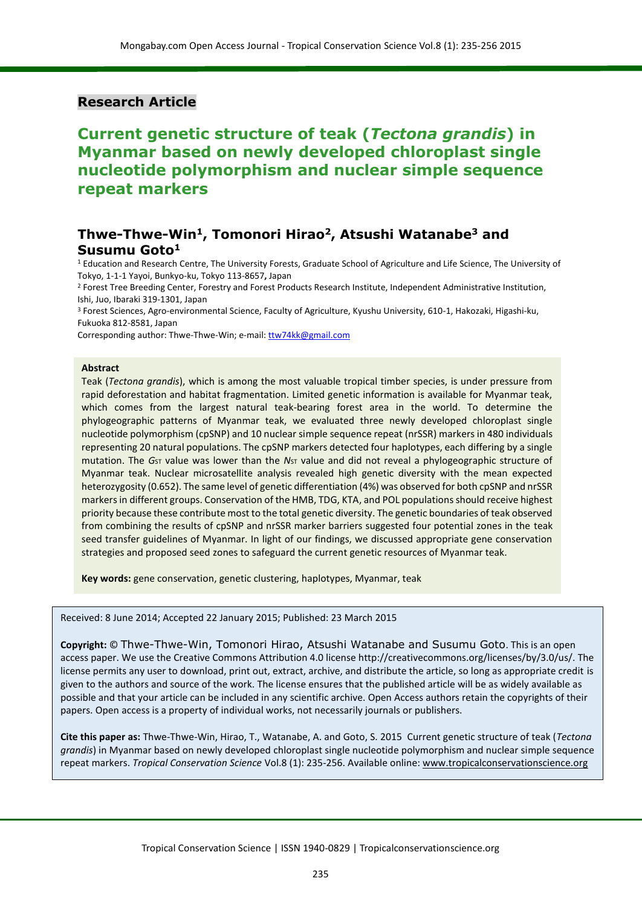**Research Article**

# Current genetic structure of teak (*Tectona grandis*) in Myanmar based on newly developed chloroplast single nucleotide polymorphism and nuclear simple sequence repeat markers

## Thwe-Thwe-Win[1], Tomonori Hirao[2], Atsushi Watanabe[3] and Susumu Goto[1]

[1] Education and Research Centre, The University Forests, Graduate School of Agriculture and Life Science, The University of Tokyo, 1-1-1 Yayoi, Bunkyo-ku, Tokyo 113-8657, Japan

[2] Forest Tree Breeding Center, Forestry and Forest Products Research Institute, Independent Administrative Institution, Ishi, Juo, Ibaraki 319-1301, Japan

[3] Forest Sciences, Agro-environmental Science, Faculty of Agriculture, Kyushu University, 610-1, Hakozaki, Higashi-ku, Fukuoka 812-8581, Japan

Corresponding author: Thwe-Thwe-Win; e-mail: ttw74kk@gmail.com

**Abstract**

Teak (*Tectona grandis*), which is among the most valuable tropical timber species, is under pressure from rapid deforestation and habitat fragmentation. Limited genetic information is available for Myanmar teak, which comes from the largest natural teak-bearing forest area in the world. To determine the phylogeographic patterns of Myanmar teak, we evaluated three newly developed chloroplast single nucleotide polymorphism (cpSNP) and 10 nuclear simple sequence repeat (nrSSR) markers in 480 individuals representing 20 natural populations. The cpSNP markers detected four haplotypes, each differing by a single mutation. The $G_{ST}$ value was lower than the $N_{ST}$ value and did not reveal a phylogeographic structure of Myanmar teak. Nuclear microsatellite analysis revealed high genetic diversity with the mean expected heterozygosity (0.652). The same level of genetic differentiation (4%) was observed for both cpSNP and nrSSR markers in different groups. Conservation of the HMB, TDG, KTA, and POL populations should receive highest priority because these contribute most to the total genetic diversity. The genetic boundaries of teak observed from combining the results of cpSNP and nrSSR marker barriers suggested four potential zones in the teak seed transfer guidelines of Myanmar. In light of our findings, we discussed appropriate gene conservation strategies and proposed seed zones to safeguard the current genetic resources of Myanmar teak.

**Key words:** gene conservation, genetic clustering, haplotypes, Myanmar, teak

Received: 8 June 2014; Accepted 22 January 2015; Published: 23 March 2015

**Copyright:** © Thwe-Thwe-Win, Tomonori Hirao, Atsushi Watanabe and Susumu Goto. This is an open access paper. We use the Creative Commons Attribution 4.0 license http://creativecommons.org/licenses/by/3.0/us/. The license permits any user to download, print out, extract, archive, and distribute the article, so long as appropriate credit is given to the authors and source of the work. The license ensures that the published article will be as widely available as possible and that your article can be included in any scientific archive. Open Access authors retain the copyrights of their papers. Open access is a property of individual works, not necessarily journals or publishers.

**Cite this paper as:** Thwe-Thwe-Win, Hirao, T., Watanabe, A. and Goto, S. 2015 Current genetic structure of teak (*Tectona grandis*) in Myanmar based on newly developed chloroplast single nucleotide polymorphism and nuclear simple sequence repeat markers. *Tropical Conservation Science* Vol.8 (1): 235-256. Available online: www.tropicalconservationscience.org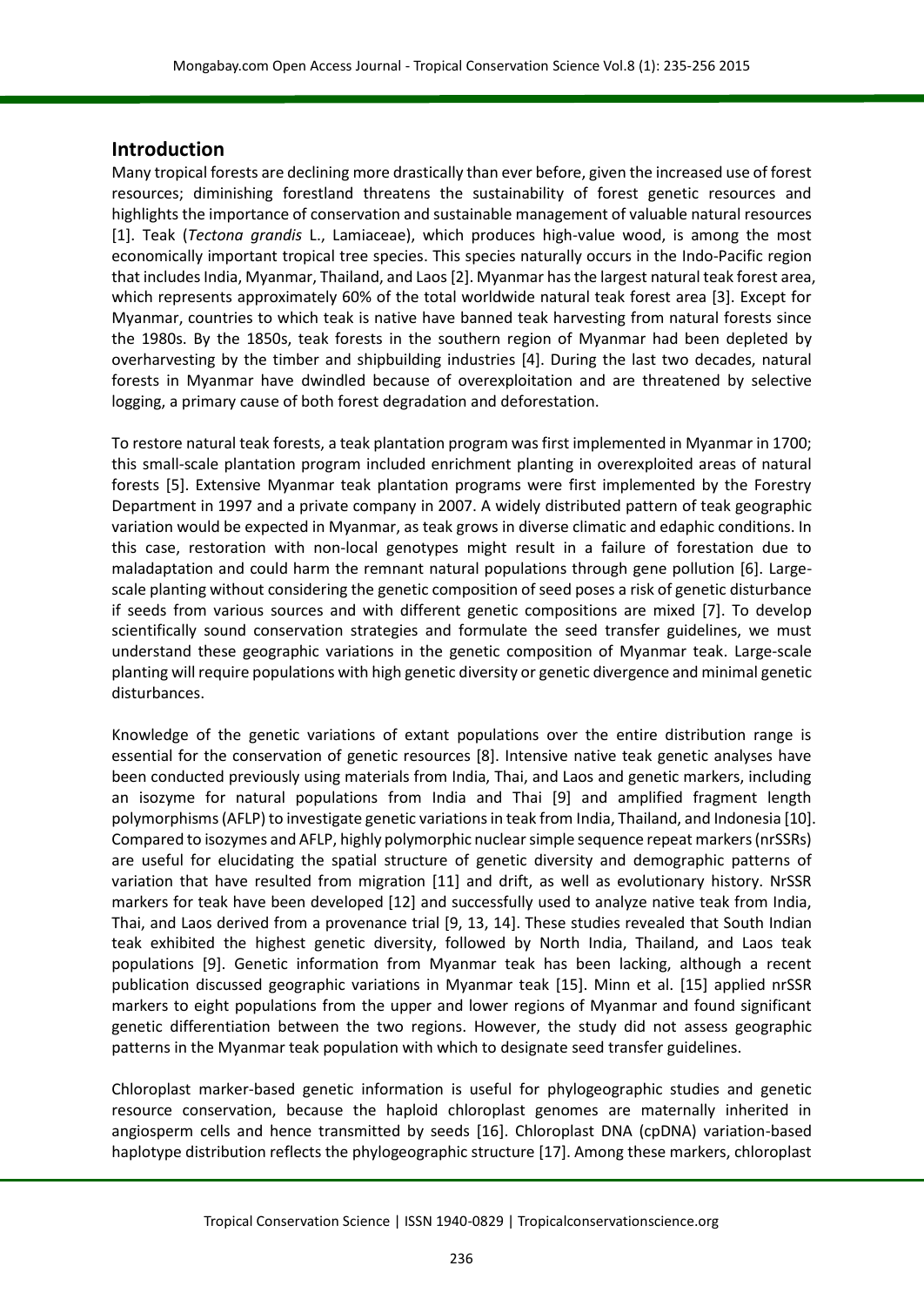## Introduction

Many tropical forests are declining more drastically than ever before, given the increased use of forest resources; diminishing forestland threatens the sustainability of forest genetic resources and highlights the importance of conservation and sustainable management of valuable natural resources [1]. Teak (*Tectona grandis* L., Lamiaceae), which produces high-value wood, is among the most economically important tropical tree species. This species naturally occurs in the Indo-Pacific region that includes India, Myanmar, Thailand, and Laos [2]. Myanmar has the largest natural teak forest area, which represents approximately 60% of the total worldwide natural teak forest area [3]. Except for Myanmar, countries to which teak is native have banned teak harvesting from natural forests since the 1980s. By the 1850s, teak forests in the southern region of Myanmar had been depleted by overharvesting by the timber and shipbuilding industries [4]. During the last two decades, natural forests in Myanmar have dwindled because of overexploitation and are threatened by selective logging, a primary cause of both forest degradation and deforestation.

To restore natural teak forests, a teak plantation program was first implemented in Myanmar in 1700; this small-scale plantation program included enrichment planting in overexploited areas of natural forests [5]. Extensive Myanmar teak plantation programs were first implemented by the Forestry Department in 1997 and a private company in 2007. A widely distributed pattern of teak geographic variation would be expected in Myanmar, as teak grows in diverse climatic and edaphic conditions. In this case, restoration with non-local genotypes might result in a failure of forestation due to maladaptation and could harm the remnant natural populations through gene pollution [6]. Large-scale planting without considering the genetic composition of seed poses a risk of genetic disturbance if seeds from various sources and with different genetic compositions are mixed [7]. To develop scientifically sound conservation strategies and formulate the seed transfer guidelines, we must understand these geographic variations in the genetic composition of Myanmar teak. Large-scale planting will require populations with high genetic diversity or genetic divergence and minimal genetic disturbances.

Knowledge of the genetic variations of extant populations over the entire distribution range is essential for the conservation of genetic resources [8]. Intensive native teak genetic analyses have been conducted previously using materials from India, Thai, and Laos and genetic markers, including an isozyme for natural populations from India and Thai [9] and amplified fragment length polymorphisms (AFLP) to investigate genetic variations in teak from India, Thailand, and Indonesia [10]. Compared to isozymes and AFLP, highly polymorphic nuclear simple sequence repeat markers (nrSSRs) are useful for elucidating the spatial structure of genetic diversity and demographic patterns of variation that have resulted from migration [11] and drift, as well as evolutionary history. NrSSR markers for teak have been developed [12] and successfully used to analyze native teak from India, Thai, and Laos derived from a provenance trial [9, 13, 14]. These studies revealed that South Indian teak exhibited the highest genetic diversity, followed by North India, Thailand, and Laos teak populations [9]. Genetic information from Myanmar teak has been lacking, although a recent publication discussed geographic variations in Myanmar teak [15]. Minn et al. [15] applied nrSSR markers to eight populations from the upper and lower regions of Myanmar and found significant genetic differentiation between the two regions. However, the study did not assess geographic patterns in the Myanmar teak population with which to designate seed transfer guidelines.

Chloroplast marker-based genetic information is useful for phylogeographic studies and genetic resource conservation, because the haploid chloroplast genomes are maternally inherited in angiosperm cells and hence transmitted by seeds [16]. Chloroplast DNA (cpDNA) variation-based haplotype distribution reflects the phylogeographic structure [17]. Among these markers, chloroplast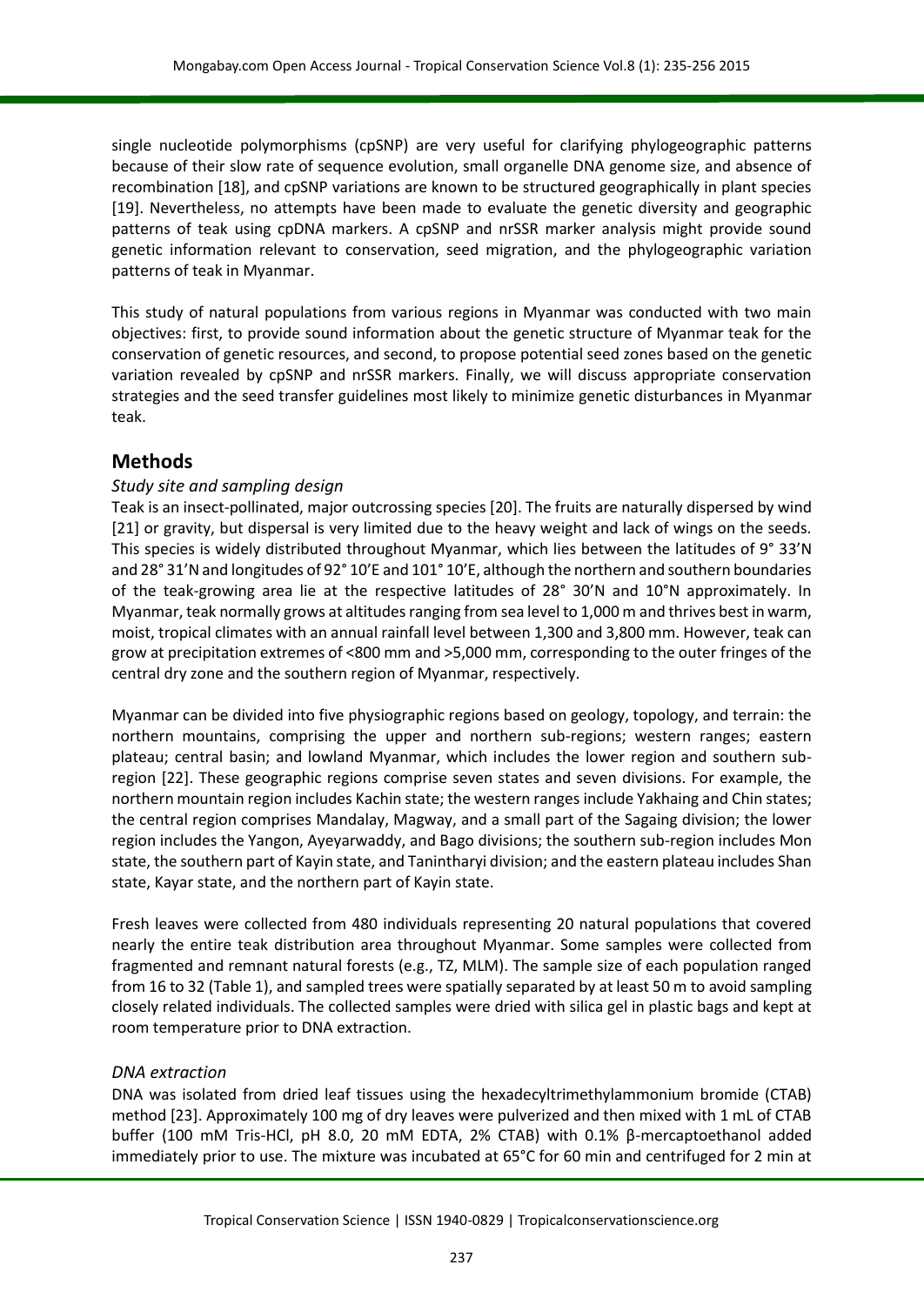single nucleotide polymorphisms (cpSNP) are very useful for clarifying phylogeographic patterns because of their slow rate of sequence evolution, small organelle DNA genome size, and absence of recombination [18], and cpSNP variations are known to be structured geographically in plant species [19]. Nevertheless, no attempts have been made to evaluate the genetic diversity and geographic patterns of teak using cpDNA markers. A cpSNP and nrSSR marker analysis might provide sound genetic information relevant to conservation, seed migration, and the phylogeographic variation patterns of teak in Myanmar.

This study of natural populations from various regions in Myanmar was conducted with two main objectives: first, to provide sound information about the genetic structure of Myanmar teak for the conservation of genetic resources, and second, to propose potential seed zones based on the genetic variation revealed by cpSNP and nrSSR markers. Finally, we will discuss appropriate conservation strategies and the seed transfer guidelines most likely to minimize genetic disturbances in Myanmar teak.

## Methods

### *Study site and sampling design*

Teak is an insect-pollinated, major outcrossing species [20]. The fruits are naturally dispersed by wind [21] or gravity, but dispersal is very limited due to the heavy weight and lack of wings on the seeds. This species is widely distributed throughout Myanmar, which lies between the latitudes of 9° 33'N and 28° 31'N and longitudes of 92° 10'E and 101° 10'E, although the northern and southern boundaries of the teak-growing area lie at the respective latitudes of 28° 30'N and 10°N approximately. In Myanmar, teak normally grows at altitudes ranging from sea level to 1,000 m and thrives best in warm, moist, tropical climates with an annual rainfall level between 1,300 and 3,800 mm. However, teak can grow at precipitation extremes of <800 mm and >5,000 mm, corresponding to the outer fringes of the central dry zone and the southern region of Myanmar, respectively.

Myanmar can be divided into five physiographic regions based on geology, topology, and terrain: the northern mountains, comprising the upper and northern sub-regions; western ranges; eastern plateau; central basin; and lowland Myanmar, which includes the lower region and southern sub-region [22]. These geographic regions comprise seven states and seven divisions. For example, the northern mountain region includes Kachin state; the western ranges include Yakhaing and Chin states; the central region comprises Mandalay, Magway, and a small part of the Sagaing division; the lower region includes the Yangon, Ayeyarwaddy, and Bago divisions; the southern sub-region includes Mon state, the southern part of Kayin state, and Tanintharyi division; and the eastern plateau includes Shan state, Kayar state, and the northern part of Kayin state.

Fresh leaves were collected from 480 individuals representing 20 natural populations that covered nearly the entire teak distribution area throughout Myanmar. Some samples were collected from fragmented and remnant natural forests (e.g., TZ, MLM). The sample size of each population ranged from 16 to 32 (Table 1), and sampled trees were spatially separated by at least 50 m to avoid sampling closely related individuals. The collected samples were dried with silica gel in plastic bags and kept at room temperature prior to DNA extraction.

### *DNA extraction*

DNA was isolated from dried leaf tissues using the hexadecyltrimethylammonium bromide (CTAB) method [23]. Approximately 100 mg of dry leaves were pulverized and then mixed with 1 mL of CTAB buffer (100 mM Tris-HCl, pH 8.0, 20 mM EDTA, 2% CTAB) with 0.1% β-mercaptoethanol added immediately prior to use. The mixture was incubated at 65°C for 60 min and centrifuged for 2 min at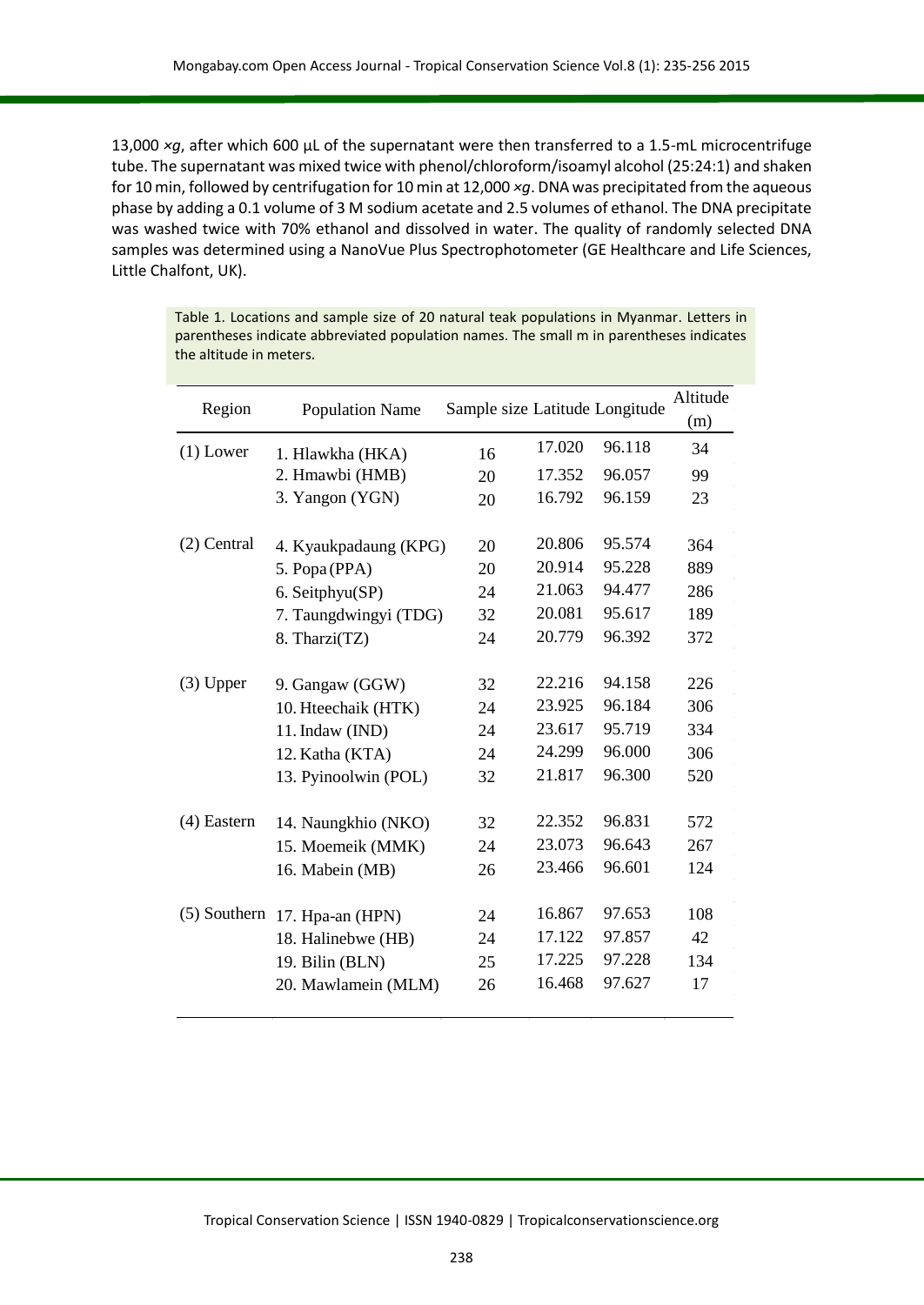13,000 ×*g*, after which 600 µL of the supernatant were then transferred to a 1.5-mL microcentrifuge tube. The supernatant was mixed twice with phenol/chloroform/isoamyl alcohol (25:24:1) and shaken for 10 min, followed by centrifugation for 10 min at 12,000 ×*g*. DNA was precipitated from the aqueous phase by adding a 0.1 volume of 3 M sodium acetate and 2.5 volumes of ethanol. The DNA precipitate was washed twice with 70% ethanol and dissolved in water. The quality of randomly selected DNA samples was determined using a NanoVue Plus Spectrophotometer (GE Healthcare and Life Sciences, Little Chalfont, UK).

Table 1. Locations and sample size of 20 natural teak populations in Myanmar. Letters in parentheses indicate abbreviated population names. The small m in parentheses indicates the altitude in meters.

| Region | Population Name | Sample size | Latitude | Longitude | Altitude (m) |
|---|---|---|---|---|---|
| (1) Lower | 1. Hlawkha (HKA) | 16 | 17.020 | 96.118 | 34 |
| | 2. Hmawbi (HMB) | 20 | 17.352 | 96.057 | 99 |
| | 3. Yangon (YGN) | 20 | 16.792 | 96.159 | 23 |
| (2) Central | 4. Kyaukpadaung (KPG) | 20 | 20.806 | 95.574 | 364 |
| | 5. Popa (PPA) | 20 | 20.914 | 95.228 | 889 |
| | 6. Seitphyu(SP) | 24 | 21.063 | 94.477 | 286 |
| | 7. Taungdwingyi (TDG) | 32 | 20.081 | 95.617 | 189 |
| | 8. Tharzi(TZ) | 24 | 20.779 | 96.392 | 372 |
| (3) Upper | 9. Gangaw (GGW) | 32 | 22.216 | 94.158 | 226 |
| | 10. Hteechaik (HTK) | 24 | 23.925 | 96.184 | 306 |
| | 11. Indaw (IND) | 24 | 23.617 | 95.719 | 334 |
| | 12. Katha (KTA) | 24 | 24.299 | 96.000 | 306 |
| | 13. Pyinoolwin (POL) | 32 | 21.817 | 96.300 | 520 |
| (4) Eastern | 14. Naungkhio (NKO) | 32 | 22.352 | 96.831 | 572 |
| | 15. Moemeik (MMK) | 24 | 23.073 | 96.643 | 267 |
| | 16. Mabein (MB) | 26 | 23.466 | 96.601 | 124 |
| (5) Southern | 17. Hpa-an (HPN) | 24 | 16.867 | 97.653 | 108 |
| | 18. Halinebwe (HB) | 24 | 17.122 | 97.857 | 42 |
| | 19. Bilin (BLN) | 25 | 17.225 | 97.228 | 134 |
| | 20. Mawlamein (MLM) | 26 | 16.468 | 97.627 | 17 |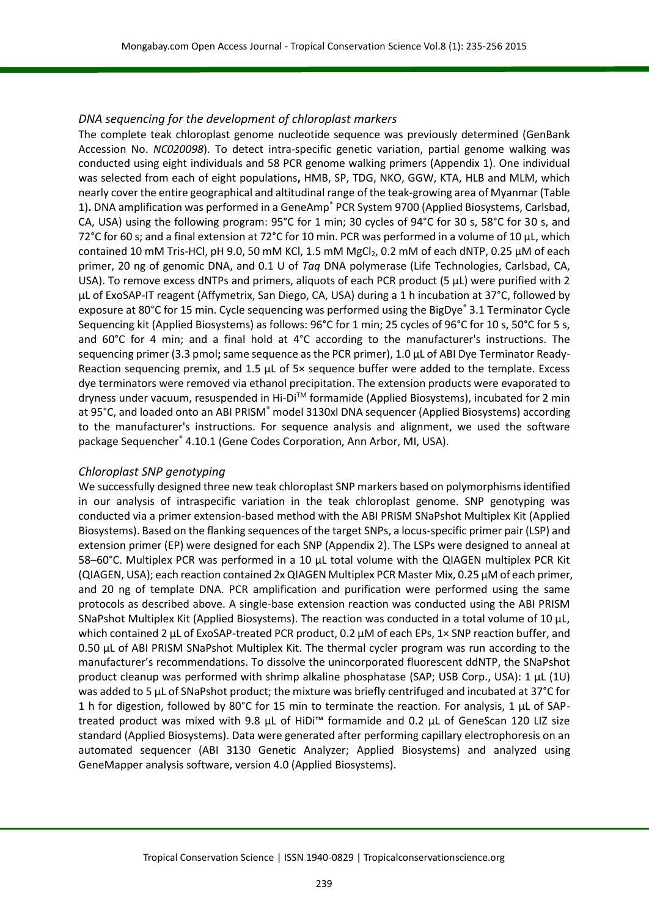### *DNA sequencing for the development of chloroplast markers*

The complete teak chloroplast genome nucleotide sequence was previously determined (GenBank Accession No. *NC020098*). To detect intra-specific genetic variation, partial genome walking was conducted using eight individuals and 58 PCR genome walking primers (Appendix 1). One individual was selected from each of eight populations**,** HMB, SP, TDG, NKO, GGW, KTA, HLB and MLM, which nearly cover the entire geographical and altitudinal range of the teak-growing area of Myanmar (Table 1)**.** DNA amplification was performed in a GeneAmp® PCR System 9700 (Applied Biosystems, Carlsbad, CA, USA) using the following program: 95°C for 1 min; 30 cycles of 94°C for 30 s, 58°C for 30 s, and 72°C for 60 s; and a final extension at 72°C for 10 min. PCR was performed in a volume of 10 µL, which contained 10 mM Tris-HCl, pH 9.0, 50 mM KCl, 1.5 mM $MgCl_2$, 0.2 mM of each dNTP, 0.25 µM of each primer, 20 ng of genomic DNA, and 0.1 U of *Taq* DNA polymerase (Life Technologies, Carlsbad, CA, USA). To remove excess dNTPs and primers, aliquots of each PCR product (5 µL) were purified with 2 µL of ExoSAP-IT reagent (Affymetrix, San Diego, CA, USA) during a 1 h incubation at 37°C, followed by exposure at 80°C for 15 min. Cycle sequencing was performed using the BigDye® 3.1 Terminator Cycle Sequencing kit (Applied Biosystems) as follows: 96°C for 1 min; 25 cycles of 96°C for 10 s, 50°C for 5 s, and 60°C for 4 min; and a final hold at 4°C according to the manufacturer's instructions. The sequencing primer (3.3 pmol**;** same sequence as the PCR primer), 1.0 µL of ABI Dye Terminator Ready-Reaction sequencing premix, and 1.5 µL of 5× sequence buffer were added to the template. Excess dye terminators were removed via ethanol precipitation. The extension products were evaporated to dryness under vacuum, resuspended in Hi-Di™ formamide (Applied Biosystems), incubated for 2 min at 95°C, and loaded onto an ABI PRISM® model 3130xl DNA sequencer (Applied Biosystems) according to the manufacturer's instructions. For sequence analysis and alignment, we used the software package Sequencher® 4.10.1 (Gene Codes Corporation, Ann Arbor, MI, USA).

### *Chloroplast SNP genotyping*

We successfully designed three new teak chloroplast SNP markers based on polymorphisms identified in our analysis of intraspecific variation in the teak chloroplast genome. SNP genotyping was conducted via a primer extension-based method with the ABI PRISM SNaPshot Multiplex Kit (Applied Biosystems). Based on the flanking sequences of the target SNPs, a locus-specific primer pair (LSP) and extension primer (EP) were designed for each SNP (Appendix 2). The LSPs were designed to anneal at 58–60°C. Multiplex PCR was performed in a 10 µL total volume with the QIAGEN multiplex PCR Kit (QIAGEN, USA); each reaction contained 2x QIAGEN Multiplex PCR Master Mix, 0.25 µM of each primer, and 20 ng of template DNA. PCR amplification and purification were performed using the same protocols as described above. A single-base extension reaction was conducted using the ABI PRISM SNaPshot Multiplex Kit (Applied Biosystems). The reaction was conducted in a total volume of 10 µL, which contained 2 µL of ExoSAP-treated PCR product, 0.2 µM of each EPs, 1× SNP reaction buffer, and 0.50 µL of ABI PRISM SNaPshot Multiplex Kit. The thermal cycler program was run according to the manufacturer's recommendations. To dissolve the unincorporated fluorescent ddNTP, the SNaPshot product cleanup was performed with shrimp alkaline phosphatase (SAP; USB Corp., USA): 1 µL (1U) was added to 5 µL of SNaPshot product; the mixture was briefly centrifuged and incubated at 37°C for 1 h for digestion, followed by 80°C for 15 min to terminate the reaction. For analysis, 1 µL of SAP-treated product was mixed with 9.8 µL of HiDi™ formamide and 0.2 µL of GeneScan 120 LIZ size standard (Applied Biosystems). Data were generated after performing capillary electrophoresis on an automated sequencer (ABI 3130 Genetic Analyzer; Applied Biosystems) and analyzed using GeneMapper analysis software, version 4.0 (Applied Biosystems).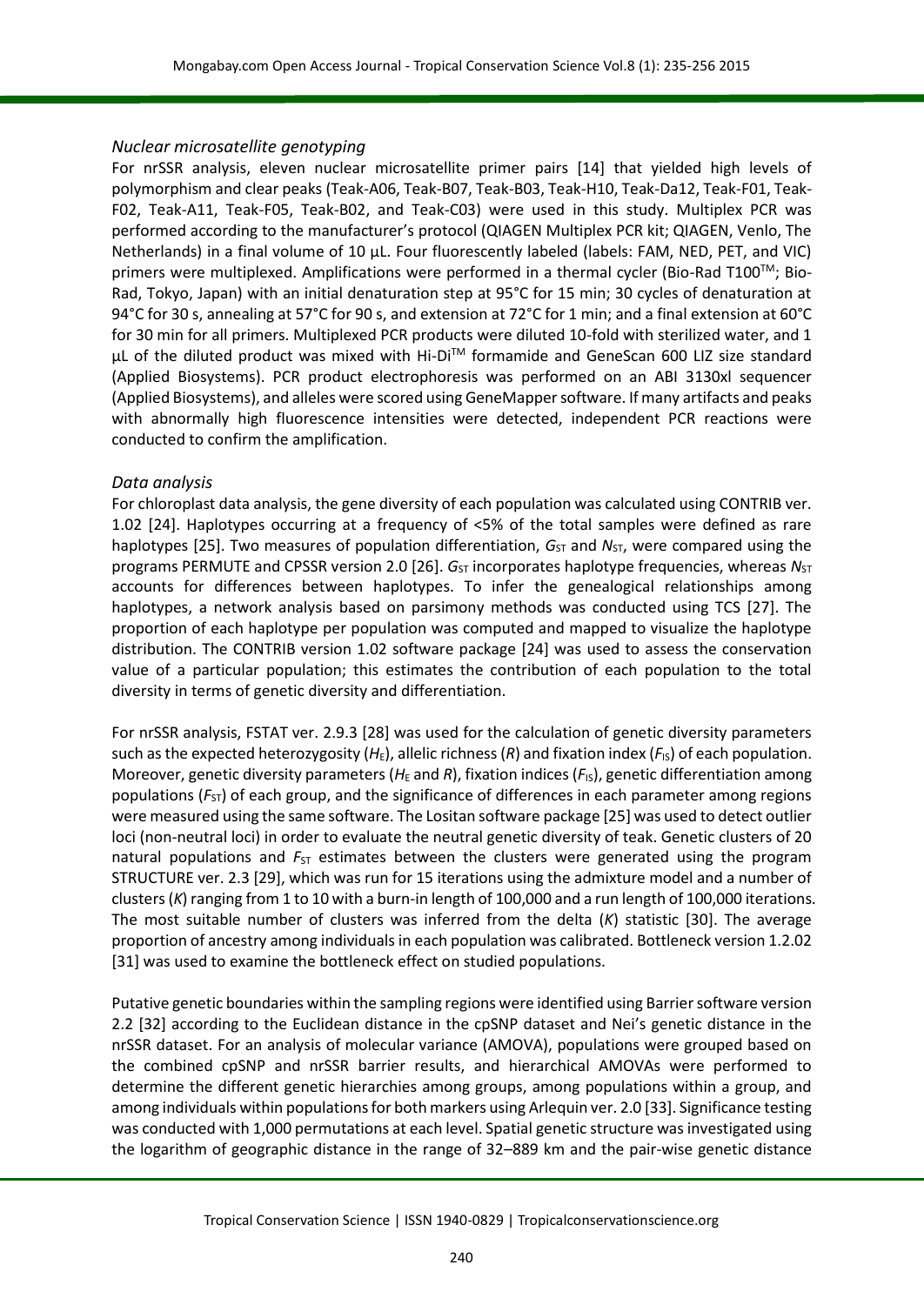### *Nuclear microsatellite genotyping*

For nrSSR analysis, eleven nuclear microsatellite primer pairs [14] that yielded high levels of polymorphism and clear peaks (Teak-A06, Teak-B07, Teak-B03, Teak-H10, Teak-Da12, Teak-F01, Teak-F02, Teak-A11, Teak-F05, Teak-B02, and Teak-C03) were used in this study. Multiplex PCR was performed according to the manufacturer's protocol (QIAGEN Multiplex PCR kit; QIAGEN, Venlo, The Netherlands) in a final volume of 10 µL. Four fluorescently labeled (labels: FAM, NED, PET, and VIC) primers were multiplexed. Amplifications were performed in a thermal cycler (Bio-Rad T100™; Bio-Rad, Tokyo, Japan) with an initial denaturation step at 95°C for 15 min; 30 cycles of denaturation at 94°C for 30 s, annealing at 57°C for 90 s, and extension at 72°C for 1 min; and a final extension at 60°C for 30 min for all primers. Multiplexed PCR products were diluted 10-fold with sterilized water, and 1 µL of the diluted product was mixed with Hi-Di™ formamide and GeneScan 600 LIZ size standard (Applied Biosystems). PCR product electrophoresis was performed on an ABI 3130xl sequencer (Applied Biosystems), and alleles were scored using GeneMapper software. If many artifacts and peaks with abnormally high fluorescence intensities were detected, independent PCR reactions were conducted to confirm the amplification.

### *Data analysis*

For chloroplast data analysis, the gene diversity of each population was calculated using CONTRIB ver. 1.02 [24]. Haplotypes occurring at a frequency of <5% of the total samples were defined as rare haplotypes [25]. Two measures of population differentiation, $G_{ST}$ and $N_{ST}$, were compared using the programs PERMUTE and CPSSR version 2.0 [26]. $G_{ST}$ incorporates haplotype frequencies, whereas $N_{ST}$ accounts for differences between haplotypes. To infer the genealogical relationships among haplotypes, a network analysis based on parsimony methods was conducted using TCS [27]. The proportion of each haplotype per population was computed and mapped to visualize the haplotype distribution. The CONTRIB version 1.02 software package [24] was used to assess the conservation value of a particular population; this estimates the contribution of each population to the total diversity in terms of genetic diversity and differentiation.

For nrSSR analysis, FSTAT ver. 2.9.3 [28] was used for the calculation of genetic diversity parameters such as the expected heterozygosity ($H_E$), allelic richness ($R$) and fixation index ($F_{IS}$) of each population. Moreover, genetic diversity parameters ($H_E$ and $R$), fixation indices ($F_{IS}$), genetic differentiation among populations ($F_{ST}$) of each group, and the significance of differences in each parameter among regions were measured using the same software. The Lositan software package [25] was used to detect outlier loci (non-neutral loci) in order to evaluate the neutral genetic diversity of teak. Genetic clusters of 20 natural populations and $F_{ST}$ estimates between the clusters were generated using the program STRUCTURE ver. 2.3 [29], which was run for 15 iterations using the admixture model and a number of clusters ($K$) ranging from 1 to 10 with a burn-in length of 100,000 and a run length of 100,000 iterations. The most suitable number of clusters was inferred from the delta ($K$) statistic [30]. The average proportion of ancestry among individuals in each population was calibrated. Bottleneck version 1.2.02 [31] was used to examine the bottleneck effect on studied populations.

Putative genetic boundaries within the sampling regions were identified using Barrier software version 2.2 [32] according to the Euclidean distance in the cpSNP dataset and Nei's genetic distance in the nrSSR dataset. For an analysis of molecular variance (AMOVA), populations were grouped based on the combined cpSNP and nrSSR barrier results, and hierarchical AMOVAs were performed to determine the different genetic hierarchies among groups, among populations within a group, and among individuals within populations for both markers using Arlequin ver. 2.0 [33]. Significance testing was conducted with 1,000 permutations at each level. Spatial genetic structure was investigated using the logarithm of geographic distance in the range of 32–889 km and the pair-wise genetic distance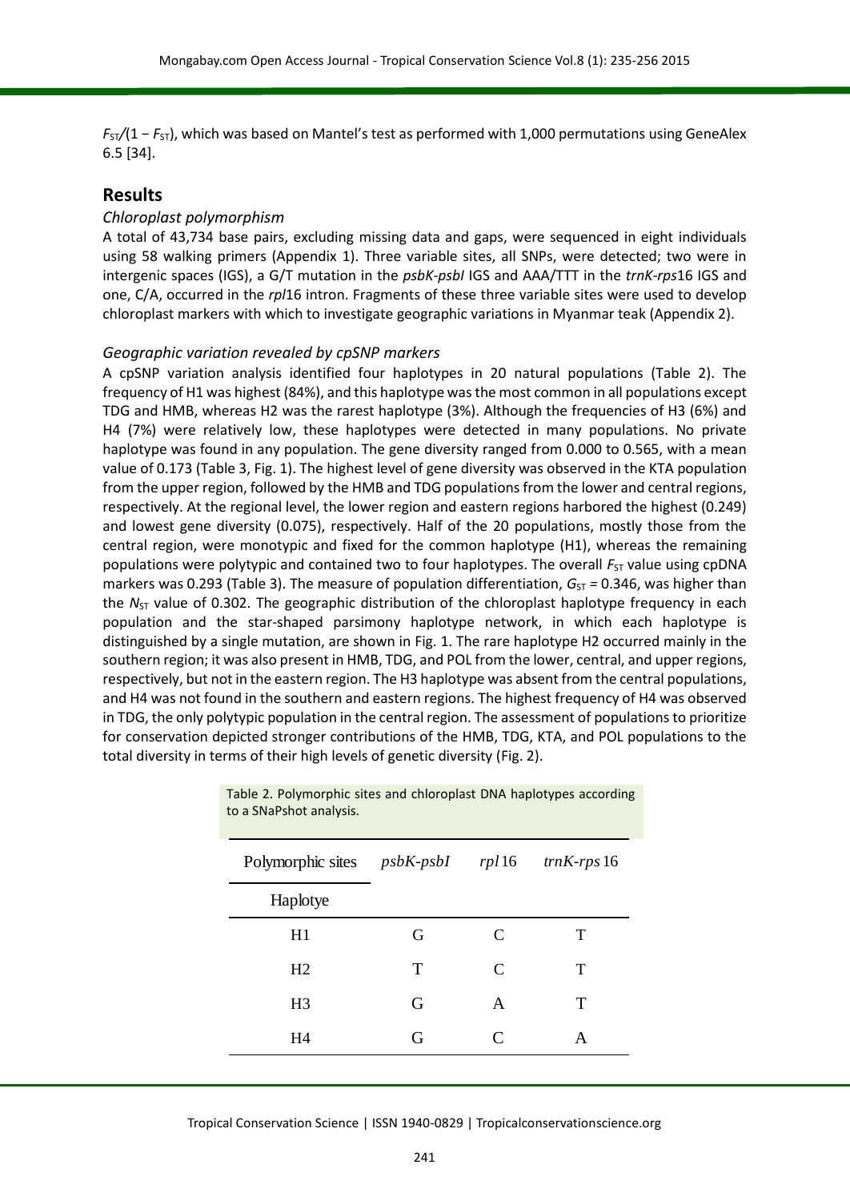$F_{ST}/(1 - F_{ST})$, which was based on Mantel's test as performed with 1,000 permutations using GeneAlex 6.5 [34].

## Results

### *Chloroplast polymorphism*

A total of 43,734 base pairs, excluding missing data and gaps, were sequenced in eight individuals using 58 walking primers (Appendix 1). Three variable sites, all SNPs, were detected; two were in intergenic spaces (IGS), a G/T mutation in the *psbK-psbI* IGS and AAA/TTT in the *trnK-rps*16 IGS and one, C/A, occurred in the *rpl*16 intron. Fragments of these three variable sites were used to develop chloroplast markers with which to investigate geographic variations in Myanmar teak (Appendix 2).

### *Geographic variation revealed by cpSNP markers*

A cpSNP variation analysis identified four haplotypes in 20 natural populations (Table 2). The frequency of H1 was highest (84%), and this haplotype was the most common in all populations except TDG and HMB, whereas H2 was the rarest haplotype (3%). Although the frequencies of H3 (6%) and H4 (7%) were relatively low, these haplotypes were detected in many populations. No private haplotype was found in any population. The gene diversity ranged from 0.000 to 0.565, with a mean value of 0.173 (Table 3, Fig. 1). The highest level of gene diversity was observed in the KTA population from the upper region, followed by the HMB and TDG populations from the lower and central regions, respectively. At the regional level, the lower region and eastern regions harbored the highest (0.249) and lowest gene diversity (0.075), respectively. Half of the 20 populations, mostly those from the central region, were monotypic and fixed for the common haplotype (H1), whereas the remaining populations were polytypic and contained two to four haplotypes. The overall $F_{ST}$ value using cpDNA markers was 0.293 (Table 3). The measure of population differentiation, $G_{ST} = 0.346$, was higher than the $N_{ST}$ value of 0.302. The geographic distribution of the chloroplast haplotype frequency in each population and the star-shaped parsimony haplotype network, in which each haplotype is distinguished by a single mutation, are shown in Fig. 1. The rare haplotype H2 occurred mainly in the southern region; it was also present in HMB, TDG, and POL from the lower, central, and upper regions, respectively, but not in the eastern region. The H3 haplotype was absent from the central populations, and H4 was not found in the southern and eastern regions. The highest frequency of H4 was observed in TDG, the only polytypic population in the central region. The assessment of populations to prioritize for conservation depicted stronger contributions of the HMB, TDG, KTA, and POL populations to the total diversity in terms of their high levels of genetic diversity (Fig. 2).

Table 2. Polymorphic sites and chloroplast DNA haplotypes according to a SNaPshot analysis.

| Polymorphic sites | *psbK-psbI* | *rpl*16 | *trnK-rps*16 |
|---|---|---|---|
| Haplotye | | | |
| H1 | G | C | T |
| H2 | T | C | T |
| H3 | G | A | T |
| H4 | G | C | A |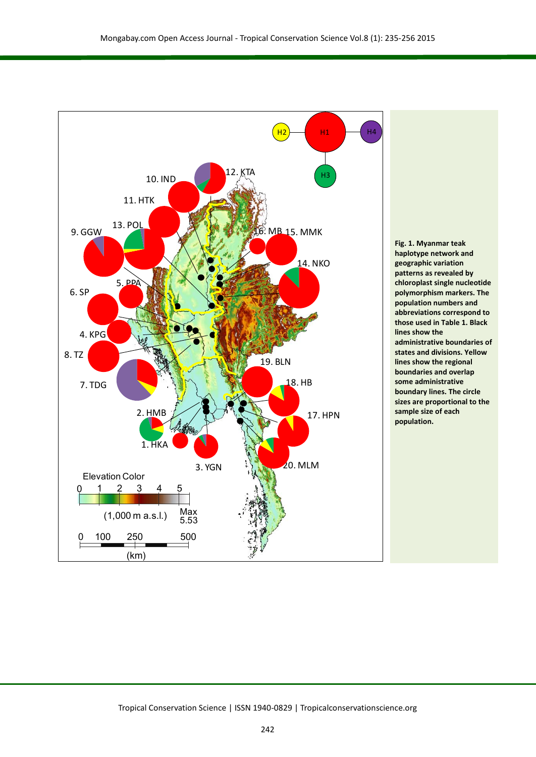H2
H1
H4
H3

10. IND
12. KTA
11. HTK
13. POL
9. GGW
16. MB
15. MMK
14. NKO
5. PPA
6. SP
4. KPG
8. TZ
19. BLN
7. TDG
18. HB
2. HMB
17. HPN
1. HKA
3. YGN
20. MLM

Elevation Color
0 1 2 3 4 5
(1,000 m a.s.l.)
Max 5.53

0 100 250 500
(km)

**Fig. 1. Myanmar teak haplotype network and geographic variation patterns as revealed by chloroplast single nucleotide polymorphism markers. The population numbers and abbreviations correspond to those used in Table 1. Black lines show the administrative boundaries of states and divisions. Yellow lines show the regional boundaries and overlap some administrative boundary lines. The circle sizes are proportional to the sample size of each population.**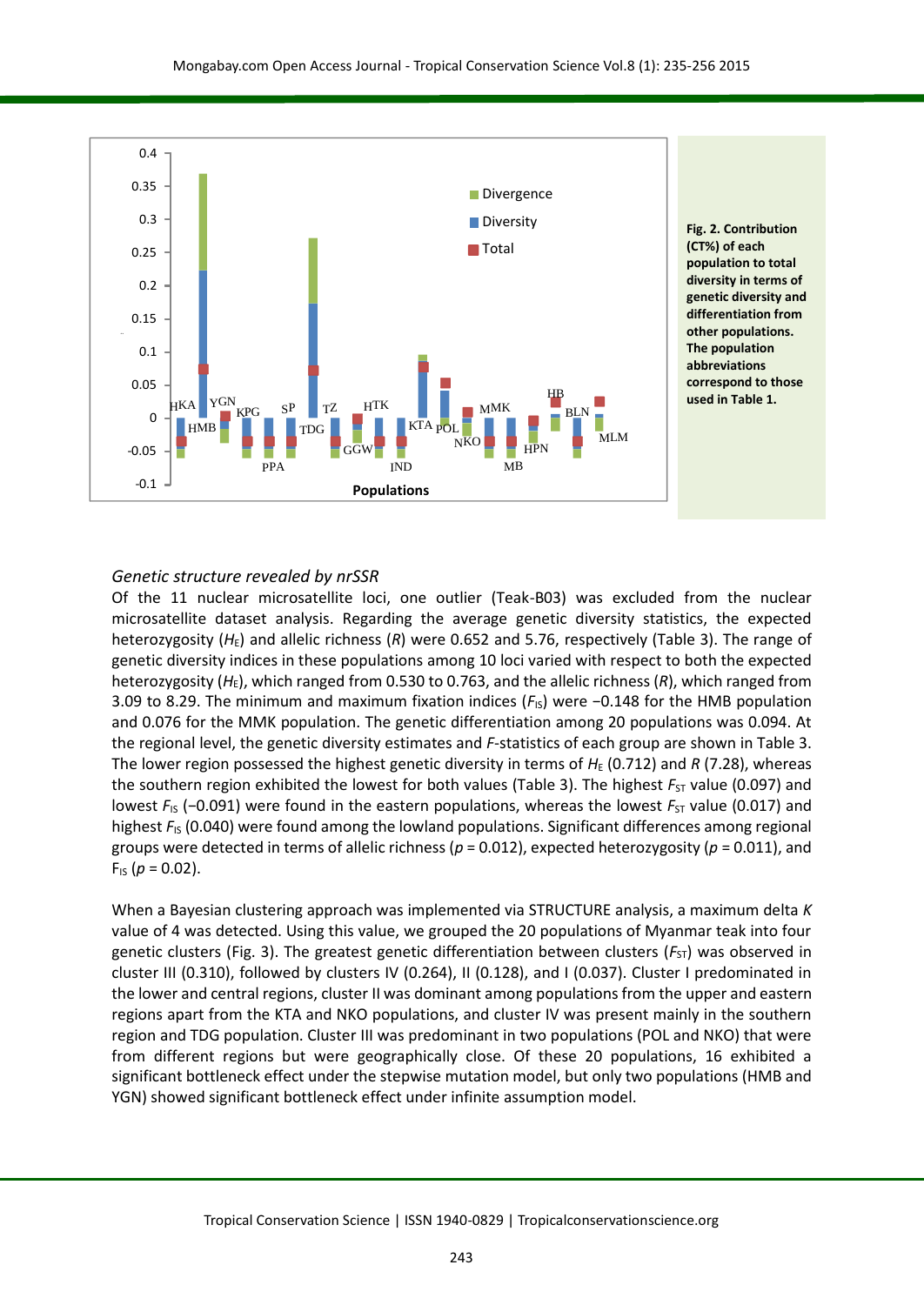0.4
0.35
0.3
0.25
0.2
0.15
0.1
0.05
0
-0.05
-0.1

Divergence
Diversity
Total

HKA HMB YGN KPG PPA SP TDG TZ GGW HTK IND KTA POL NKO MMK MB HPN HB BLN MLM

Populations

**Fig. 2. Contribution (CT%) of each population to total diversity in terms of genetic diversity and differentiation from other populations. The population abbreviations correspond to those used in Table 1.**

### *Genetic structure revealed by nrSSR*

Of the 11 nuclear microsatellite loci, one outlier (Teak-B03) was excluded from the nuclear microsatellite dataset analysis. Regarding the average genetic diversity statistics, the expected heterozygosity ($H_E$) and allelic richness ($R$) were 0.652 and 5.76, respectively (Table 3). The range of genetic diversity indices in these populations among 10 loci varied with respect to both the expected heterozygosity ($H_E$), which ranged from 0.530 to 0.763, and the allelic richness ($R$), which ranged from 3.09 to 8.29. The minimum and maximum fixation indices ($F_{IS}$) were −0.148 for the HMB population and 0.076 for the MMK population. The genetic differentiation among 20 populations was 0.094. At the regional level, the genetic diversity estimates and $F$-statistics of each group are shown in Table 3. The lower region possessed the highest genetic diversity in terms of $H_E$ (0.712) and $R$ (7.28), whereas the southern region exhibited the lowest for both values (Table 3). The highest $F_{ST}$ value (0.097) and lowest $F_{IS}$ (−0.091) were found in the eastern populations, whereas the lowest $F_{ST}$ value (0.017) and highest $F_{IS}$ (0.040) were found among the lowland populations. Significant differences among regional groups were detected in terms of allelic richness ($p = 0.012$), expected heterozygosity ($p = 0.011$), and $F_{IS}$ ($p = 0.02$).

When a Bayesian clustering approach was implemented via STRUCTURE analysis, a maximum delta $K$ value of 4 was detected. Using this value, we grouped the 20 populations of Myanmar teak into four genetic clusters (Fig. 3). The greatest genetic differentiation between clusters ($F_{ST}$) was observed in cluster III (0.310), followed by clusters IV (0.264), II (0.128), and I (0.037). Cluster I predominated in the lower and central regions, cluster II was dominant among populations from the upper and eastern regions apart from the KTA and NKO populations, and cluster IV was present mainly in the southern region and TDG population. Cluster III was predominant in two populations (POL and NKO) that were from different regions but were geographically close. Of these 20 populations, 16 exhibited a significant bottleneck effect under the stepwise mutation model, but only two populations (HMB and YGN) showed significant bottleneck effect under infinite assumption model.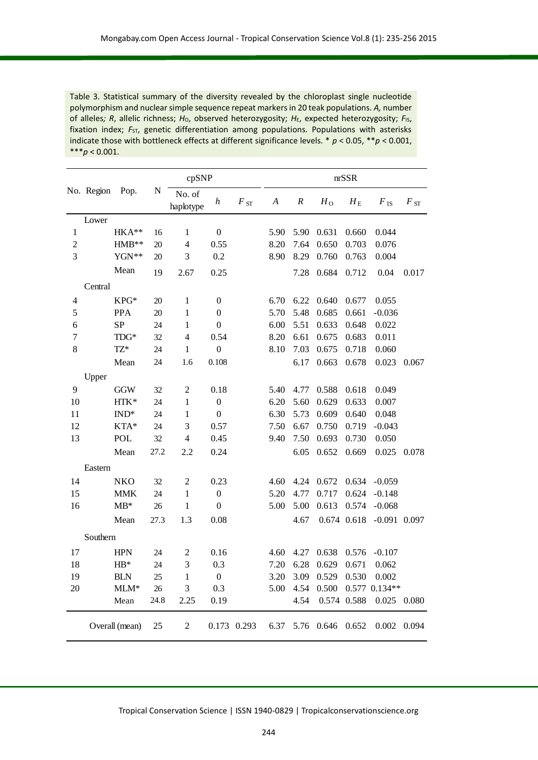Table 3. Statistical summary of the diversity revealed by the chloroplast single nucleotide polymorphism and nuclear simple sequence repeat markers in 20 teak populations. *A,* number of alleles*; R*, allelic richness; $H_O$, observed heterozygosity; $H_E$, expected heterozygosity; $F_{IS}$, fixation index; $F_{ST}$, genetic differentiation among populations. Populations with asterisks indicate those with bottleneck effects at different significance levels. * $p < 0.05$, ** $p < 0.001$, *** $p < 0.001$.

| No. | Region | Pop. | N | cpSNP | | | nrSSR | | | | | |
|---|---|---|---|---|---|---|---|---|---|---|---|---|
| | | | | No. of haplotype | $h$ | $F_{ST}$ | $A$ | $R$ | $H_O$ | $H_E$ | $F_{IS}$ | $F_{ST}$ |
| | Lower | | | | | | | | | | | |
| 1 | | HKA** | 16 | 1 | 0 | | 5.90 | 5.90 | 0.631 | 0.660 | 0.044 | |
| 2 | | HMB** | 20 | 4 | 0.55 | | 8.20 | 7.64 | 0.650 | 0.703 | 0.076 | |
| 3 | | YGN** | 20 | 3 | 0.2 | | 8.90 | 8.29 | 0.760 | 0.763 | 0.004 | |
| | | Mean | 19 | 2.67 | 0.25 | | | 7.28 | 0.684 | 0.712 | 0.04 | 0.017 |
| | Central | | | | | | | | | | | |
| 4 | | KPG* | 20 | 1 | 0 | | 6.70 | 6.22 | 0.640 | 0.677 | 0.055 | |
| 5 | | PPA | 20 | 1 | 0 | | 5.70 | 5.48 | 0.685 | 0.661 | -0.036 | |
| 6 | | SP | 24 | 1 | 0 | | 6.00 | 5.51 | 0.633 | 0.648 | 0.022 | |
| 7 | | TDG* | 32 | 4 | 0.54 | | 8.20 | 6.61 | 0.675 | 0.683 | 0.011 | |
| 8 | | TZ* | 24 | 1 | 0 | | 8.10 | 7.03 | 0.675 | 0.718 | 0.060 | |
| | | Mean | 24 | 1.6 | 0.108 | | | 6.17 | 0.663 | 0.678 | 0.023 | 0.067 |
| | Upper | | | | | | | | | | | |
| 9 | | GGW | 32 | 2 | 0.18 | | 5.40 | 4.77 | 0.588 | 0.618 | 0.049 | |
| 10 | | HTK* | 24 | 1 | 0 | | 6.20 | 5.60 | 0.629 | 0.633 | 0.007 | |
| 11 | | IND* | 24 | 1 | 0 | | 6.30 | 5.73 | 0.609 | 0.640 | 0.048 | |
| 12 | | KTA* | 24 | 3 | 0.57 | | 7.50 | 6.67 | 0.750 | 0.719 | -0.043 | |
| 13 | | POL | 32 | 4 | 0.45 | | 9.40 | 7.50 | 0.693 | 0.730 | 0.050 | |
| | | Mean | 27.2 | 2.2 | 0.24 | | | 6.05 | 0.652 | 0.669 | 0.025 | 0.078 |
| | Eastern | | | | | | | | | | | |
| 14 | | NKO | 32 | 2 | 0.23 | | 4.60 | 4.24 | 0.672 | 0.634 | -0.059 | |
| 15 | | MMK | 24 | 1 | 0 | | 5.20 | 4.77 | 0.717 | 0.624 | -0.148 | |
| 16 | | MB* | 26 | 1 | 0 | | 5.00 | 5.00 | 0.613 | 0.574 | -0.068 | |
| | | Mean | 27.3 | 1.3 | 0.08 | | | 4.67 | 0.674 | 0.618 | -0.091 | 0.097 |
| | Southern | | | | | | | | | | | |
| 17 | | HPN | 24 | 2 | 0.16 | | 4.60 | 4.27 | 0.638 | 0.576 | -0.107 | |
| 18 | | HB* | 24 | 3 | 0.3 | | 7.20 | 6.28 | 0.629 | 0.671 | 0.062 | |
| 19 | | BLN | 25 | 1 | 0 | | 3.20 | 3.09 | 0.529 | 0.530 | 0.002 | |
| 20 | | MLM* | 26 | 3 | 0.3 | | 5.00 | 4.54 | 0.500 | 0.577 | 0.134** | |
| | | Mean | 24.8 | 2.25 | 0.19 | | | 4.54 | 0.574 | 0.588 | 0.025 | 0.080 |
| | Overall (mean) | | 25 | 2 | 0.173 | 0.293 | 6.37 | 5.76 | 0.646 | 0.652 | 0.002 | 0.094 |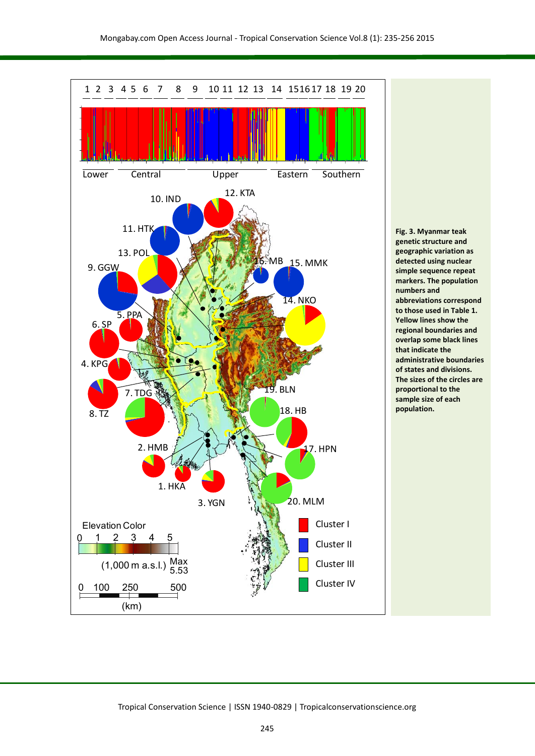1 2 3 4 5 6 7 8 9 10 11 12 13 14 15 16 17 18 19 20

Lower Central Upper Eastern Southern

10. IND
12. KTA
11. HTK
13. POL
9. GGW
16. MB
15. MMK
14. NKO
5. PPA
6. SP
4. KPG
7. TDG
8. TZ
19. BLN
18. HB
2. HMB
17. HPN
1. HKA
3. YGN
20. MLM

Elevation Color
0 1 2 3 4 5
(1,000 m a.s.l.) Max 5.53
0 100 250 500
(km)

Cluster I
Cluster II
Cluster III
Cluster IV

**Fig. 3. Myanmar teak genetic structure and geographic variation as detected using nuclear simple sequence repeat markers. The population numbers and abbreviations correspond to those used in Table 1. Yellow lines show the regional boundaries and overlap some black lines that indicate the administrative boundaries of states and divisions. The sizes of the circles are proportional to the sample size of each population.**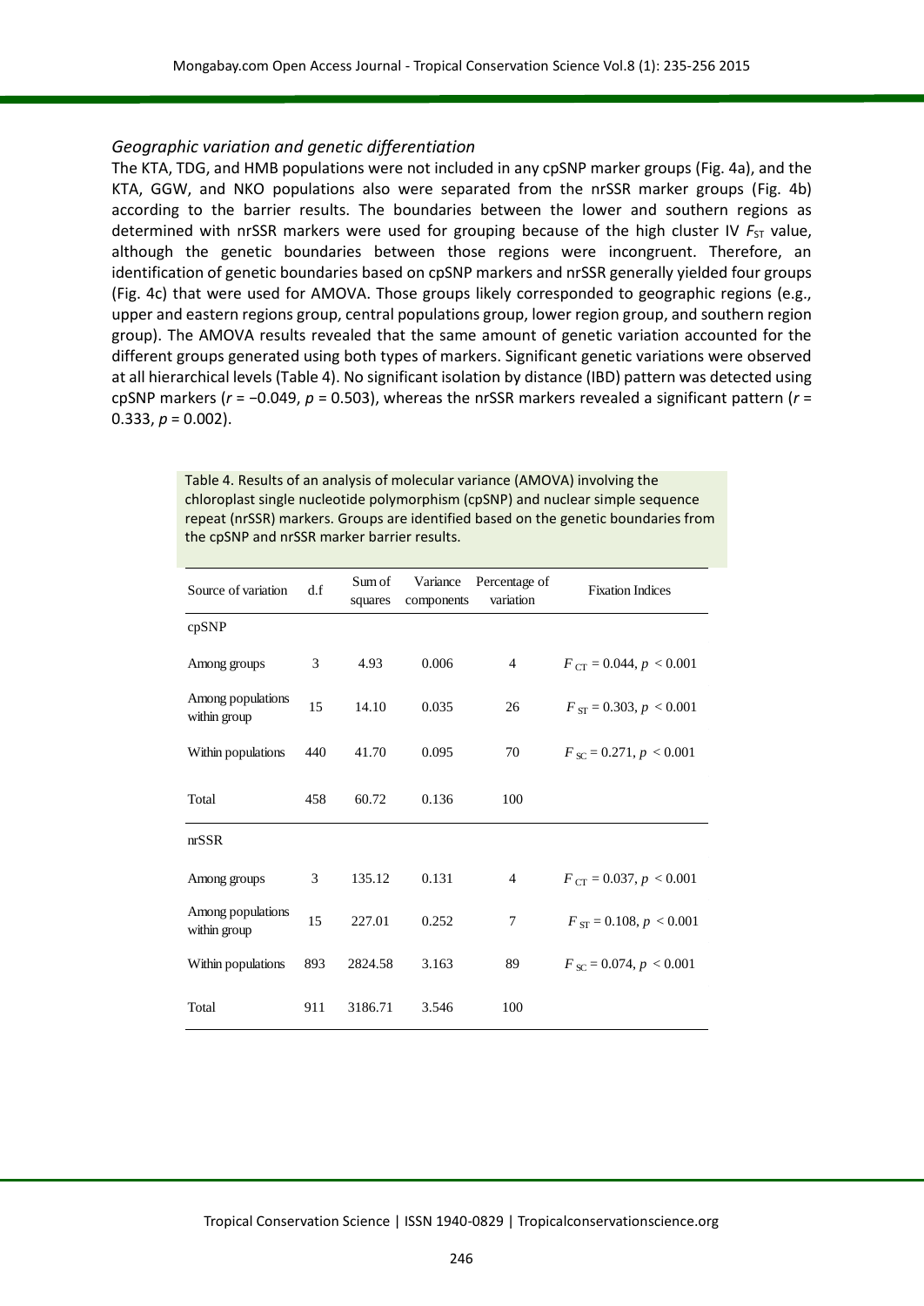### *Geographic variation and genetic differentiation*

The KTA, TDG, and HMB populations were not included in any cpSNP marker groups (Fig. 4a), and the KTA, GGW, and NKO populations also were separated from the nrSSR marker groups (Fig. 4b) according to the barrier results. The boundaries between the lower and southern regions as determined with nrSSR markers were used for grouping because of the high cluster IV $F_{ST}$ value, although the genetic boundaries between those regions were incongruent. Therefore, an identification of genetic boundaries based on cpSNP markers and nrSSR generally yielded four groups (Fig. 4c) that were used for AMOVA. Those groups likely corresponded to geographic regions (e.g., upper and eastern regions group, central populations group, lower region group, and southern region group). The AMOVA results revealed that the same amount of genetic variation accounted for the different groups generated using both types of markers. Significant genetic variations were observed at all hierarchical levels (Table 4). No significant isolation by distance (IBD) pattern was detected using cpSNP markers ($r = -0.049$, $p = 0.503$), whereas the nrSSR markers revealed a significant pattern ($r = 0.333$, $p = 0.002$).

Table 4. Results of an analysis of molecular variance (AMOVA) involving the chloroplast single nucleotide polymorphism (cpSNP) and nuclear simple sequence repeat (nrSSR) markers. Groups are identified based on the genetic boundaries from the cpSNP and nrSSR marker barrier results.

| Source of variation | d.f | Sum of squares | Variance components | Percentage of variation | Fixation Indices |
|---|---|---|---|---|---|
| cpSNP | | | | | |
| Among groups | 3 | 4.93 | 0.006 | 4 | $F_{CT} = 0.044$, $p < 0.001$ |
| Among populations within group | 15 | 14.10 | 0.035 | 26 | $F_{ST} = 0.303$, $p < 0.001$ |
| Within populations | 440 | 41.70 | 0.095 | 70 | $F_{SC} = 0.271$, $p < 0.001$ |
| Total | 458 | 60.72 | 0.136 | 100 | |
| nrSSR | | | | | |
| Among groups | 3 | 135.12 | 0.131 | 4 | $F_{CT} = 0.037$, $p < 0.001$ |
| Among populations within group | 15 | 227.01 | 0.252 | 7 | $F_{ST} = 0.108$, $p < 0.001$ |
| Within populations | 893 | 2824.58 | 3.163 | 89 | $F_{SC} = 0.074$, $p < 0.001$ |
| Total | 911 | 3186.71 | 3.546 | 100 | |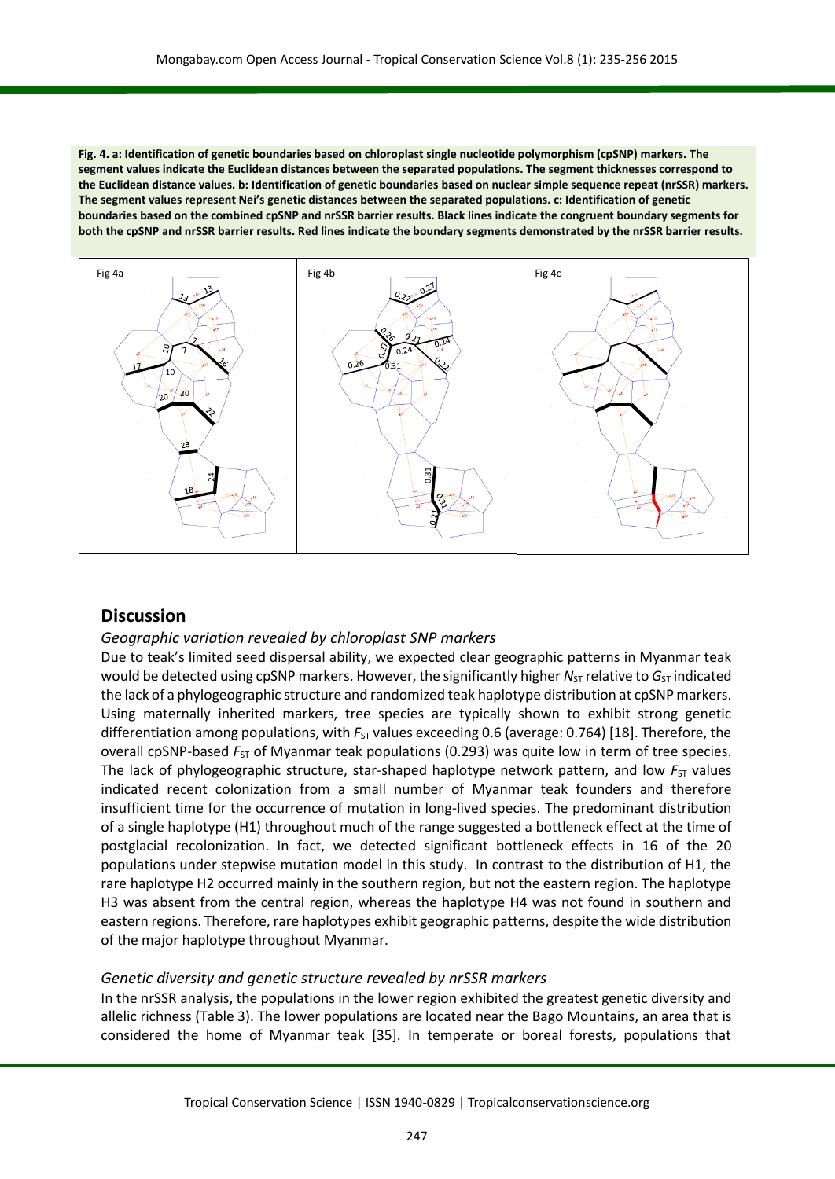**Fig. 4. a: Identification of genetic boundaries based on chloroplast single nucleotide polymorphism (cpSNP) markers. The segment values indicate the Euclidean distances between the separated populations. The segment thicknesses correspond to the Euclidean distance values. b: Identification of genetic boundaries based on nuclear simple sequence repeat (nrSSR) markers. The segment values represent Nei's genetic distances between the separated populations. c: Identification of genetic boundaries based on the combined cpSNP and nrSSR barrier results. Black lines indicate the congruent boundary segments for both the cpSNP and nrSSR barrier results. Red lines indicate the boundary segments demonstrated by the nrSSR barrier results.**

Fig 4a

13 13 10 7 7 17 10 16 20 20 22 23 24 18

Fig 4b

0.27 0.27 0.26 0.21 0.24 0.27 0.24 0.26 0.31 0.22 0.31 0.31 0.21

Fig 4c

## Discussion

### *Geographic variation revealed by chloroplast SNP markers*

Due to teak's limited seed dispersal ability, we expected clear geographic patterns in Myanmar teak would be detected using cpSNP markers. However, the significantly higher $N_{ST}$ relative to $G_{ST}$ indicated the lack of a phylogeographic structure and randomized teak haplotype distribution at cpSNP markers. Using maternally inherited markers, tree species are typically shown to exhibit strong genetic differentiation among populations, with $F_{ST}$ values exceeding 0.6 (average: 0.764) [18]. Therefore, the overall cpSNP-based $F_{ST}$ of Myanmar teak populations (0.293) was quite low in term of tree species. The lack of phylogeographic structure, star-shaped haplotype network pattern, and low $F_{ST}$ values indicated recent colonization from a small number of Myanmar teak founders and therefore insufficient time for the occurrence of mutation in long-lived species. The predominant distribution of a single haplotype (H1) throughout much of the range suggested a bottleneck effect at the time of postglacial recolonization. In fact, we detected significant bottleneck effects in 16 of the 20 populations under stepwise mutation model in this study. In contrast to the distribution of H1, the rare haplotype H2 occurred mainly in the southern region, but not the eastern region. The haplotype H3 was absent from the central region, whereas the haplotype H4 was not found in southern and eastern regions. Therefore, rare haplotypes exhibit geographic patterns, despite the wide distribution of the major haplotype throughout Myanmar.

### *Genetic diversity and genetic structure revealed by nrSSR markers*

In the nrSSR analysis, the populations in the lower region exhibited the greatest genetic diversity and allelic richness (Table 3). The lower populations are located near the Bago Mountains, an area that is considered the home of Myanmar teak [35]. In temperate or boreal forests, populations that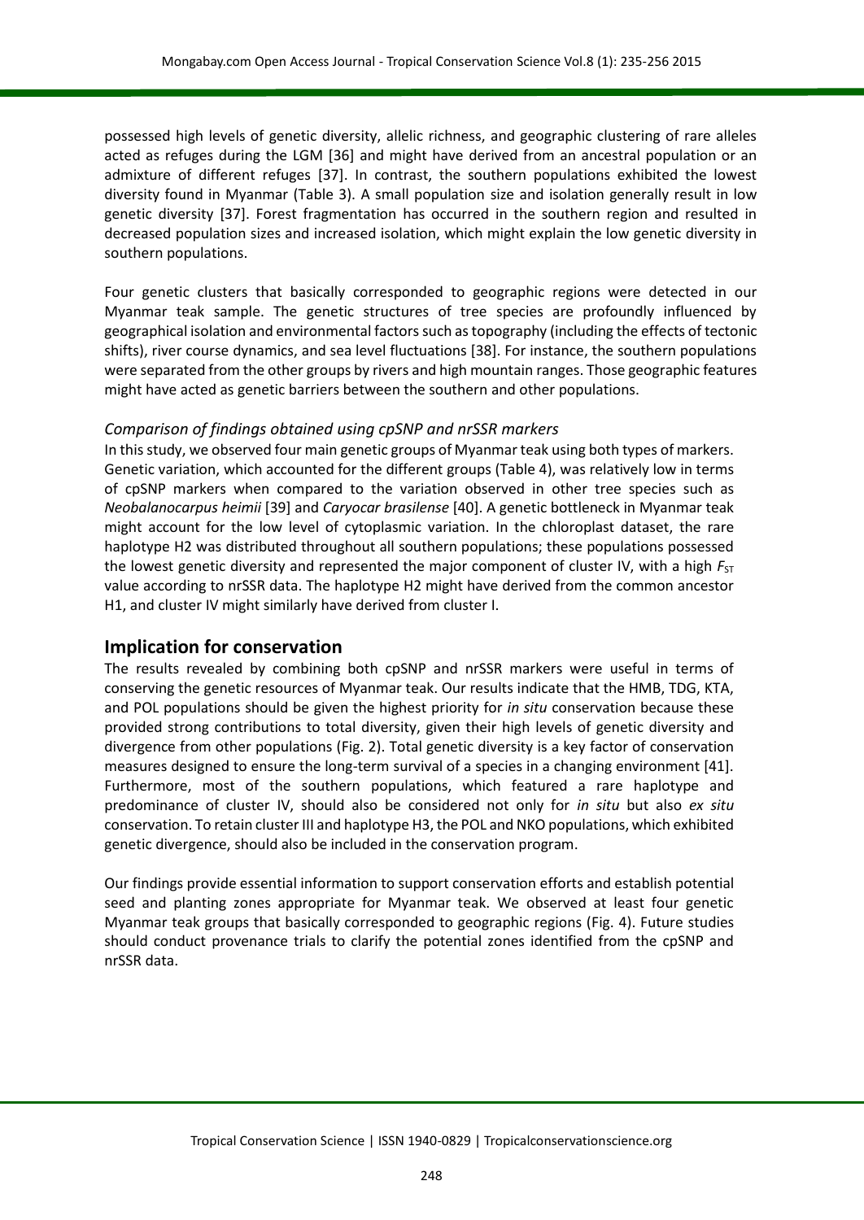possessed high levels of genetic diversity, allelic richness, and geographic clustering of rare alleles acted as refuges during the LGM [36] and might have derived from an ancestral population or an admixture of different refuges [37]. In contrast, the southern populations exhibited the lowest diversity found in Myanmar (Table 3). A small population size and isolation generally result in low genetic diversity [37]. Forest fragmentation has occurred in the southern region and resulted in decreased population sizes and increased isolation, which might explain the low genetic diversity in southern populations.

Four genetic clusters that basically corresponded to geographic regions were detected in our Myanmar teak sample. The genetic structures of tree species are profoundly influenced by geographical isolation and environmental factors such as topography (including the effects of tectonic shifts), river course dynamics, and sea level fluctuations [38]. For instance, the southern populations were separated from the other groups by rivers and high mountain ranges. Those geographic features might have acted as genetic barriers between the southern and other populations.

### *Comparison of findings obtained using cpSNP and nrSSR markers*

In this study, we observed four main genetic groups of Myanmar teak using both types of markers. Genetic variation, which accounted for the different groups (Table 4), was relatively low in terms of cpSNP markers when compared to the variation observed in other tree species such as *Neobalanocarpus heimii* [39] and *Caryocar brasilense* [40]. A genetic bottleneck in Myanmar teak might account for the low level of cytoplasmic variation. In the chloroplast dataset, the rare haplotype H2 was distributed throughout all southern populations; these populations possessed the lowest genetic diversity and represented the major component of cluster IV, with a high $F_{ST}$ value according to nrSSR data. The haplotype H2 might have derived from the common ancestor H1, and cluster IV might similarly have derived from cluster I.

## Implication for conservation

The results revealed by combining both cpSNP and nrSSR markers were useful in terms of conserving the genetic resources of Myanmar teak. Our results indicate that the HMB, TDG, KTA, and POL populations should be given the highest priority for *in situ* conservation because these provided strong contributions to total diversity, given their high levels of genetic diversity and divergence from other populations (Fig. 2). Total genetic diversity is a key factor of conservation measures designed to ensure the long-term survival of a species in a changing environment [41]. Furthermore, most of the southern populations, which featured a rare haplotype and predominance of cluster IV, should also be considered not only for *in situ* but also *ex situ* conservation. To retain cluster III and haplotype H3, the POL and NKO populations, which exhibited genetic divergence, should also be included in the conservation program.

Our findings provide essential information to support conservation efforts and establish potential seed and planting zones appropriate for Myanmar teak. We observed at least four genetic Myanmar teak groups that basically corresponded to geographic regions (Fig. 4). Future studies should conduct provenance trials to clarify the potential zones identified from the cpSNP and nrSSR data.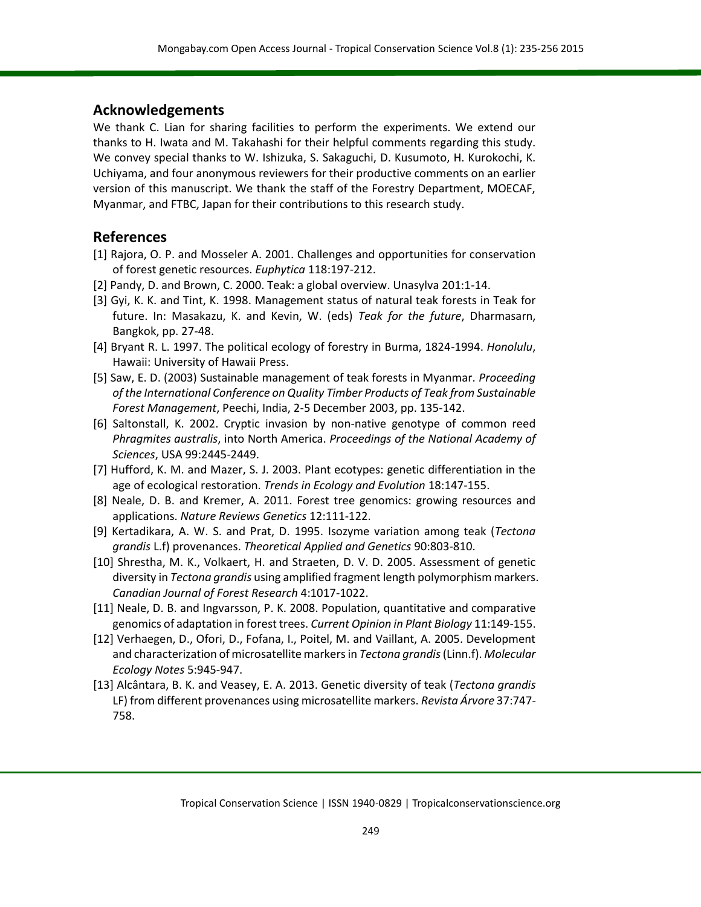## Acknowledgements

We thank C. Lian for sharing facilities to perform the experiments. We extend our thanks to H. Iwata and M. Takahashi for their helpful comments regarding this study. We convey special thanks to W. Ishizuka, S. Sakaguchi, D. Kusumoto, H. Kurokochi, K. Uchiyama, and four anonymous reviewers for their productive comments on an earlier version of this manuscript. We thank the staff of the Forestry Department, MOECAF, Myanmar, and FTBC, Japan for their contributions to this research study.

## References

[1] Rajora, O. P. and Mosseler A. 2001. Challenges and opportunities for conservation of forest genetic resources. *Euphytica* 118:197-212.

[2] Pandy, D. and Brown, C. 2000. Teak: a global overview. Unasylva 201:1-14.

[3] Gyi, K. K. and Tint, K. 1998. Management status of natural teak forests in Teak for future. In: Masakazu, K. and Kevin, W. (eds) *Teak for the future*, Dharmasarn, Bangkok, pp. 27-48.

[4] Bryant R. L. 1997. The political ecology of forestry in Burma, 1824-1994. *Honolulu*, Hawaii: University of Hawaii Press.

[5] Saw, E. D. (2003) Sustainable management of teak forests in Myanmar. *Proceeding of the International Conference on Quality Timber Products of Teak from Sustainable Forest Management*, Peechi, India, 2-5 December 2003, pp. 135-142.

[6] Saltonstall, K. 2002. Cryptic invasion by non-native genotype of common reed *Phragmites australis*, into North America. *Proceedings of the National Academy of Sciences*, USA 99:2445-2449.

[7] Hufford, K. M. and Mazer, S. J. 2003. Plant ecotypes: genetic differentiation in the age of ecological restoration. *Trends in Ecology and Evolution* 18:147-155.

[8] Neale, D. B. and Kremer, A. 2011. Forest tree genomics: growing resources and applications. *Nature Reviews Genetics* 12:111-122.

[9] Kertadikara, A. W. S. and Prat, D. 1995. Isozyme variation among teak (*Tectona grandis* L.f) provenances. *Theoretical Applied and Genetics* 90:803-810.

[10] Shrestha, M. K., Volkaert, H. and Straeten, D. V. D. 2005. Assessment of genetic diversity in *Tectona grandis* using amplified fragment length polymorphism markers. *Canadian Journal of Forest Research* 4:1017-1022.

[11] Neale, D. B. and Ingvarsson, P. K. 2008. Population, quantitative and comparative genomics of adaptation in forest trees. *Current Opinion in Plant Biology* 11:149-155.

[12] Verhaegen, D., Ofori, D., Fofana, I., Poitel, M. and Vaillant, A. 2005. Development and characterization of microsatellite markers in *Tectona grandis* (Linn.f). *Molecular Ecology Notes* 5:945-947.

[13] Alcântara, B. K. and Veasey, E. A. 2013. Genetic diversity of teak (*Tectona grandis* LF) from different provenances using microsatellite markers. *Revista Árvore* 37:747-758.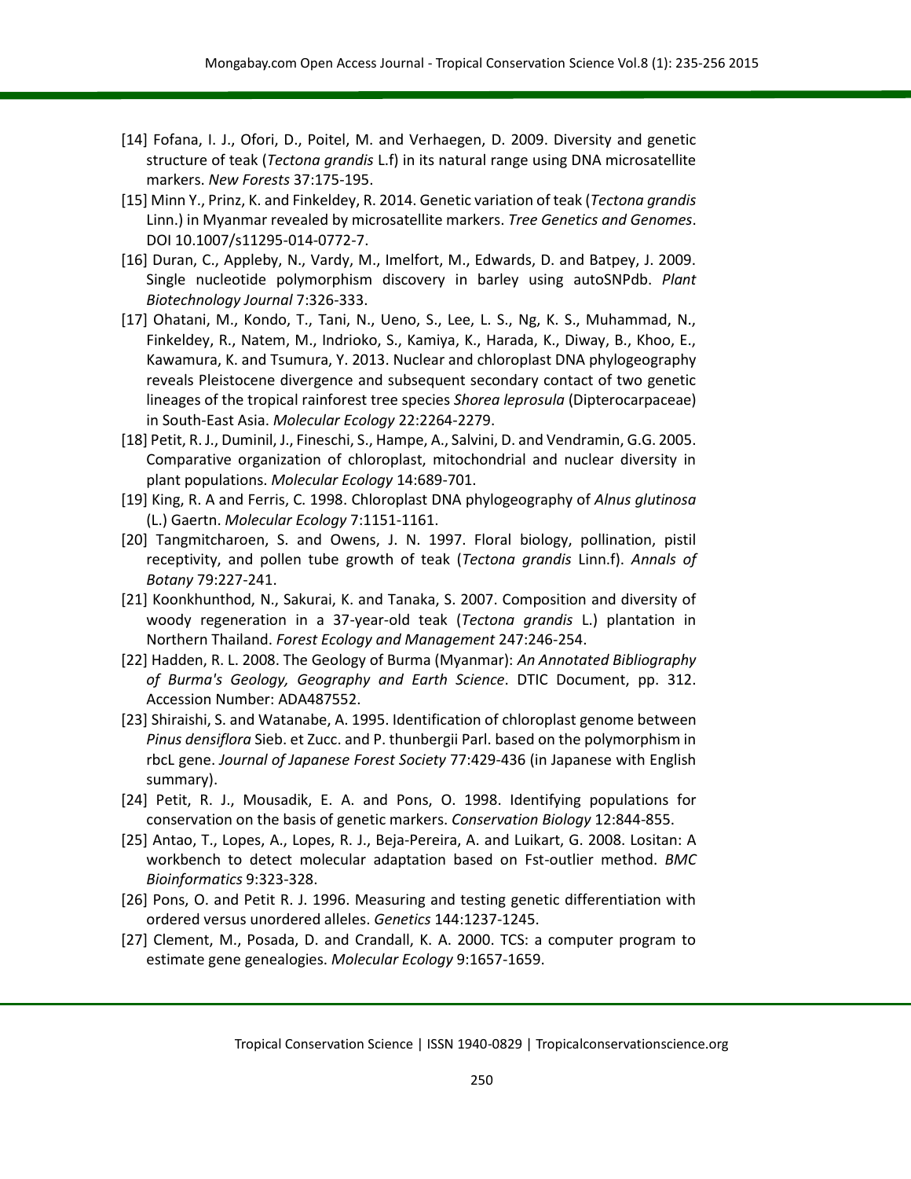[14] Fofana, I. J., Ofori, D., Poitel, M. and Verhaegen, D. 2009. Diversity and genetic structure of teak (*Tectona grandis* L.f) in its natural range using DNA microsatellite markers. *New Forests* 37:175-195.

[15] Minn Y., Prinz, K. and Finkeldey, R. 2014. Genetic variation of teak (*Tectona grandis* Linn.) in Myanmar revealed by microsatellite markers. *Tree Genetics and Genomes*. DOI 10.1007/s11295-014-0772-7.

[16] Duran, C., Appleby, N., Vardy, M., Imelfort, M., Edwards, D. and Batpey, J. 2009. Single nucleotide polymorphism discovery in barley using autoSNPdb. *Plant Biotechnology Journal* 7:326-333.

[17] Ohatani, M., Kondo, T., Tani, N., Ueno, S., Lee, L. S., Ng, K. S., Muhammad, N., Finkeldey, R., Natem, M., Indrioko, S., Kamiya, K., Harada, K., Diway, B., Khoo, E., Kawamura, K. and Tsumura, Y. 2013. Nuclear and chloroplast DNA phylogeography reveals Pleistocene divergence and subsequent secondary contact of two genetic lineages of the tropical rainforest tree species *Shorea leprosula* (Dipterocarpaceae) in South-East Asia. *Molecular Ecology* 22:2264-2279.

[18] Petit, R. J., Duminil, J., Fineschi, S., Hampe, A., Salvini, D. and Vendramin, G.G. 2005. Comparative organization of chloroplast, mitochondrial and nuclear diversity in plant populations. *Molecular Ecology* 14:689-701.

[19] King, R. A and Ferris, C. 1998. Chloroplast DNA phylogeography of *Alnus glutinosa* (L.) Gaertn. *Molecular Ecology* 7:1151-1161.

[20] Tangmitcharoen, S. and Owens, J. N. 1997. Floral biology, pollination, pistil receptivity, and pollen tube growth of teak (*Tectona grandis* Linn.f). *Annals of Botany* 79:227-241.

[21] Koonkhunthod, N., Sakurai, K. and Tanaka, S. 2007. Composition and diversity of woody regeneration in a 37-year-old teak (*Tectona grandis* L.) plantation in Northern Thailand. *Forest Ecology and Management* 247:246-254.

[22] Hadden, R. L. 2008. The Geology of Burma (Myanmar): *An Annotated Bibliography of Burma's Geology, Geography and Earth Science*. DTIC Document, pp. 312. Accession Number: ADA487552.

[23] Shiraishi, S. and Watanabe, A. 1995. Identification of chloroplast genome between *Pinus densiflora* Sieb. et Zucc. and P. thunbergii Parl. based on the polymorphism in rbcL gene. *Journal of Japanese Forest Society* 77:429-436 (in Japanese with English summary).

[24] Petit, R. J., Mousadik, E. A. and Pons, O. 1998. Identifying populations for conservation on the basis of genetic markers. *Conservation Biology* 12:844-855.

[25] Antao, T., Lopes, A., Lopes, R. J., Beja-Pereira, A. and Luikart, G. 2008. Lositan: A workbench to detect molecular adaptation based on Fst-outlier method. *BMC Bioinformatics* 9:323-328.

[26] Pons, O. and Petit R. J. 1996. Measuring and testing genetic differentiation with ordered versus unordered alleles. *Genetics* 144:1237-1245.

[27] Clement, M., Posada, D. and Crandall, K. A. 2000. TCS: a computer program to estimate gene genealogies. *Molecular Ecology* 9:1657-1659.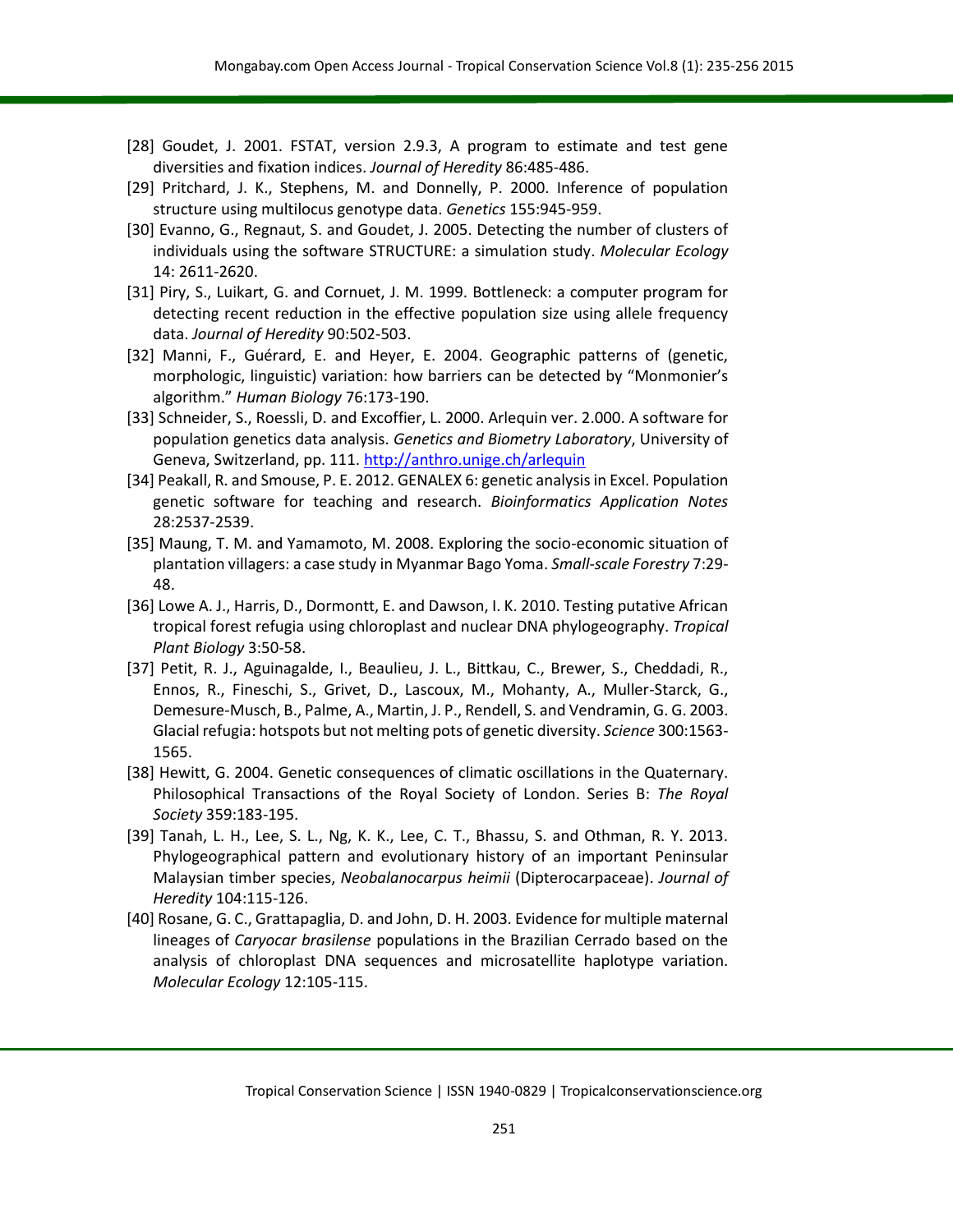[28] Goudet, J. 2001. FSTAT, version 2.9.3, A program to estimate and test gene diversities and fixation indices. *Journal of Heredity* 86:485-486.

[29] Pritchard, J. K., Stephens, M. and Donnelly, P. 2000. Inference of population structure using multilocus genotype data. *Genetics* 155:945-959.

[30] Evanno, G., Regnaut, S. and Goudet, J. 2005. Detecting the number of clusters of individuals using the software STRUCTURE: a simulation study. *Molecular Ecology* 14: 2611-2620.

[31] Piry, S., Luikart, G. and Cornuet, J. M. 1999. Bottleneck: a computer program for detecting recent reduction in the effective population size using allele frequency data. *Journal of Heredity* 90:502-503.

[32] Manni, F., Guérard, E. and Heyer, E. 2004. Geographic patterns of (genetic, morphologic, linguistic) variation: how barriers can be detected by "Monmonier's algorithm." *Human Biology* 76:173-190.

[33] Schneider, S., Roessli, D. and Excoffier, L. 2000. Arlequin ver. 2.000. A software for population genetics data analysis. *Genetics and Biometry Laboratory*, University of Geneva, Switzerland, pp. 111. http://anthro.unige.ch/arlequin

[34] Peakall, R. and Smouse, P. E. 2012. GENALEX 6: genetic analysis in Excel. Population genetic software for teaching and research. *Bioinformatics Application Notes* 28:2537-2539.

[35] Maung, T. M. and Yamamoto, M. 2008. Exploring the socio-economic situation of plantation villagers: a case study in Myanmar Bago Yoma. *Small-scale Forestry* 7:29-48.

[36] Lowe A. J., Harris, D., Dormontt, E. and Dawson, I. K. 2010. Testing putative African tropical forest refugia using chloroplast and nuclear DNA phylogeography. *Tropical Plant Biology* 3:50-58.

[37] Petit, R. J., Aguinagalde, I., Beaulieu, J. L., Bittkau, C., Brewer, S., Cheddadi, R., Ennos, R., Fineschi, S., Grivet, D., Lascoux, M., Mohanty, A., Muller-Starck, G., Demesure-Musch, B., Palme, A., Martin, J. P., Rendell, S. and Vendramin, G. G. 2003. Glacial refugia: hotspots but not melting pots of genetic diversity. *Science* 300:1563-1565.

[38] Hewitt, G. 2004. Genetic consequences of climatic oscillations in the Quaternary. Philosophical Transactions of the Royal Society of London. Series B: *The Royal Society* 359:183-195.

[39] Tanah, L. H., Lee, S. L., Ng, K. K., Lee, C. T., Bhassu, S. and Othman, R. Y. 2013. Phylogeographical pattern and evolutionary history of an important Peninsular Malaysian timber species, *Neobalanocarpus heimii* (Dipterocarpaceae). *Journal of Heredity* 104:115-126.

[40] Rosane, G. C., Grattapaglia, D. and John, D. H. 2003. Evidence for multiple maternal lineages of *Caryocar brasilense* populations in the Brazilian Cerrado based on the analysis of chloroplast DNA sequences and microsatellite haplotype variation. *Molecular Ecology* 12:105-115.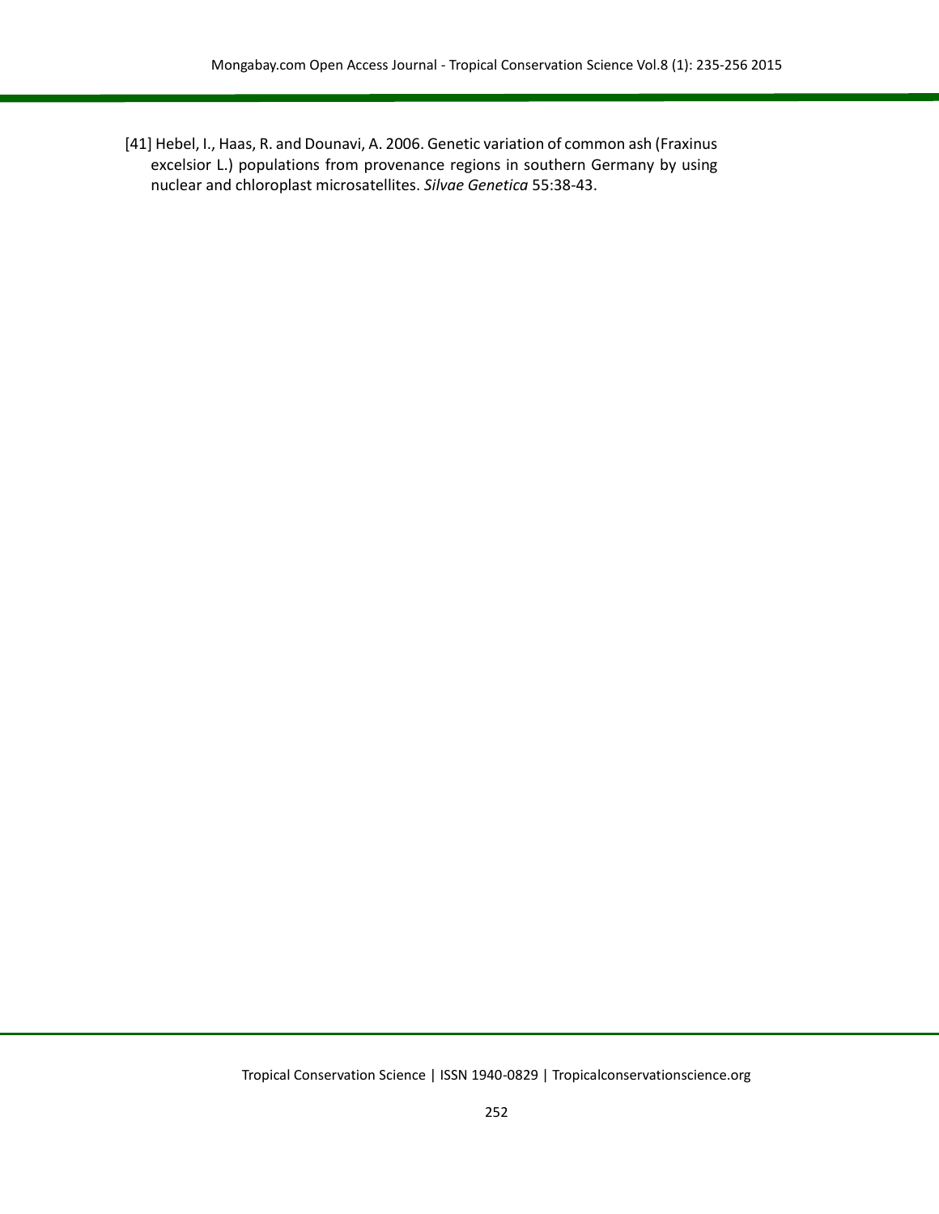[41] Hebel, I., Haas, R. and Dounavi, A. 2006. Genetic variation of common ash (Fraxinus excelsior L.) populations from provenance regions in southern Germany by using nuclear and chloroplast microsatellites. *Silvae Genetica* 55:38-43.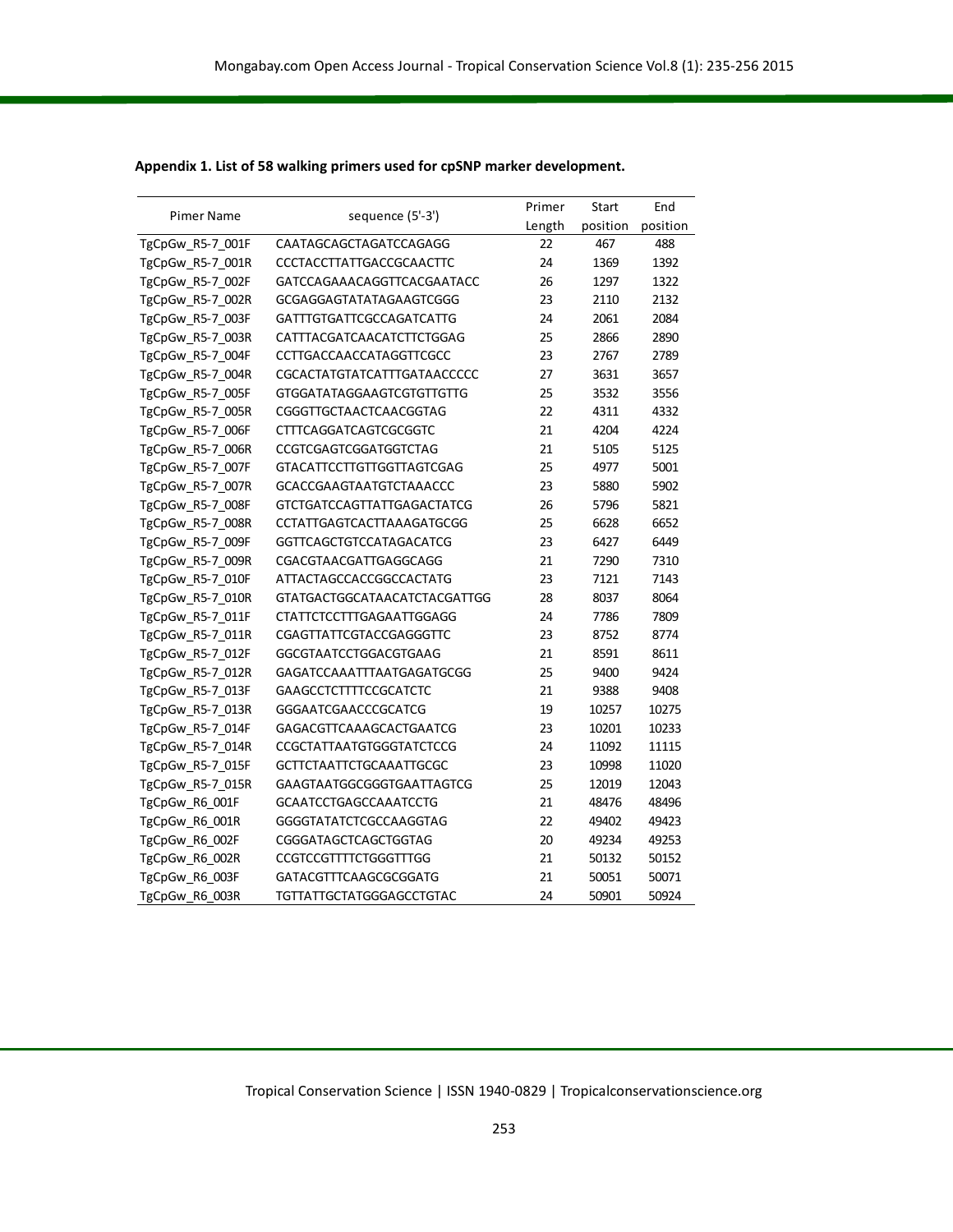**Appendix 1. List of 58 walking primers used for cpSNP marker development.**

| Pimer Name | sequence (5'-3') | Primer Length | Start position | End position |
|---|---|---|---|---|
| TgCpGw_R5-7_001F | CAATAGCAGCTAGATCCAGAGG | 22 | 467 | 488 |
| TgCpGw_R5-7_001R | CCCTACCTTATTGACCGCAACTTC | 24 | 1369 | 1392 |
| TgCpGw_R5-7_002F | GATCCAGAAACAGGTTCACGAATACC | 26 | 1297 | 1322 |
| TgCpGw_R5-7_002R | GCGAGGAGTATATAGAAGTCGGG | 23 | 2110 | 2132 |
| TgCpGw_R5-7_003F | GATTTGTGATTCGCCAGATCATTG | 24 | 2061 | 2084 |
| TgCpGw_R5-7_003R | CATTTACGATCAACATCTTCTGGAG | 25 | 2866 | 2890 |
| TgCpGw_R5-7_004F | CCTTGACCAACCATAGGTTCGCC | 23 | 2767 | 2789 |
| TgCpGw_R5-7_004R | CGCACTATGTATCATTTGATAACCCCC | 27 | 3631 | 3657 |
| TgCpGw_R5-7_005F | GTGGATATAGGAAGTCGTGTTGTTG | 25 | 3532 | 3556 |
| TgCpGw_R5-7_005R | CGGGTTGCTAACTCAACGGTAG | 22 | 4311 | 4332 |
| TgCpGw_R5-7_006F | CTTTCAGGATCAGTCGCGGTC | 21 | 4204 | 4224 |
| TgCpGw_R5-7_006R | CCGTCGAGTCGGATGGTCTAG | 21 | 5105 | 5125 |
| TgCpGw_R5-7_007F | GTACATTCCTTGTTGGTTAGTCGAG | 25 | 4977 | 5001 |
| TgCpGw_R5-7_007R | GCACCGAAGTAATGTCTAAACCC | 23 | 5880 | 5902 |
| TgCpGw_R5-7_008F | GTCTGATCCAGTTATTGAGACTATCG | 26 | 5796 | 5821 |
| TgCpGw_R5-7_008R | CCTATTGAGTCACTTAAAGATGCGG | 25 | 6628 | 6652 |
| TgCpGw_R5-7_009F | GGTTCAGCTGTCCATAGACATCG | 23 | 6427 | 6449 |
| TgCpGw_R5-7_009R | CGACGTAACGATTGAGGCAGG | 21 | 7290 | 7310 |
| TgCpGw_R5-7_010F | ATTACTAGCCACCGGCCACTATG | 23 | 7121 | 7143 |
| TgCpGw_R5-7_010R | GTATGACTGGCATAACATCTACGATTGG | 28 | 8037 | 8064 |
| TgCpGw_R5-7_011F | CTATTCTCCTTTGAGAATTGGAGG | 24 | 7786 | 7809 |
| TgCpGw_R5-7_011R | CGAGTTATTCGTACCGAGGGTTC | 23 | 8752 | 8774 |
| TgCpGw_R5-7_012F | GGCGTAATCCTGGACGTGAAG | 21 | 8591 | 8611 |
| TgCpGw_R5-7_012R | GAGATCCAAATTTAATGAGATGCGG | 25 | 9400 | 9424 |
| TgCpGw_R5-7_013F | GAAGCCTCTTTTCCGCATCTC | 21 | 9388 | 9408 |
| TgCpGw_R5-7_013R | GGGAATCGAACCCGCATCG | 19 | 10257 | 10275 |
| TgCpGw_R5-7_014F | GAGACGTTCAAAGCACTGAATCG | 23 | 10201 | 10233 |
| TgCpGw_R5-7_014R | CCGCTATTAATGTGGGTATCTCCG | 24 | 11092 | 11115 |
| TgCpGw_R5-7_015F | GCTTCTAATTCTGCAAATTGCGC | 23 | 10998 | 11020 |
| TgCpGw_R5-7_015R | GAAGTAATGGCGGGTGAATTAGTCG | 25 | 12019 | 12043 |
| TgCpGw_R6_001F | GCAATCCTGAGCCAAATCCTG | 21 | 48476 | 48496 |
| TgCpGw_R6_001R | GGGGTATATCTCGCCAAGGTAG | 22 | 49402 | 49423 |
| TgCpGw_R6_002F | CGGGATAGCTCAGCTGGTAG | 20 | 49234 | 49253 |
| TgCpGw_R6_002R | CCGTCCGTTTTCTGGGTTTGG | 21 | 50132 | 50152 |
| TgCpGw_R6_003F | GATACGTTTCAAGCGCGGATG | 21 | 50051 | 50071 |
| TgCpGw_R6_003R | TGTTATTGCTATGGGAGCCTGTAC | 24 | 50901 | 50924 |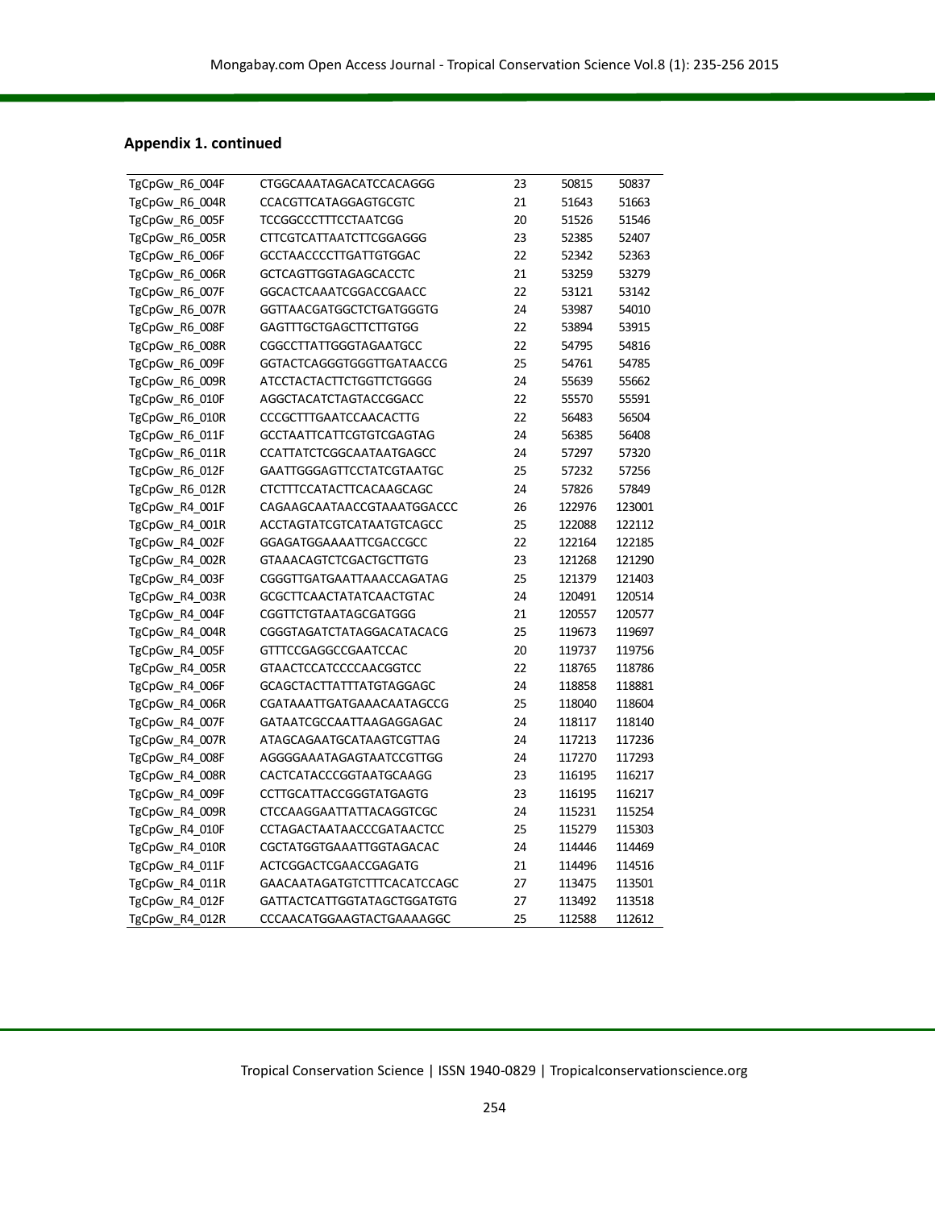**Appendix 1. continued**

| | | | | |
|---|---|---|---|---|
| TgCpGw_R6_004F | CTGGCAAATAGACATCCACAGGG | 23 | 50815 | 50837 |
| TgCpGw_R6_004R | CCACGTTCATAGGAGTGCGTC | 21 | 51643 | 51663 |
| TgCpGw_R6_005F | TCCGGCCCTTTCCTAATCGG | 20 | 51526 | 51546 |
| TgCpGw_R6_005R | CTTCGTCATTAATCTTCGGAGGG | 23 | 52385 | 52407 |
| TgCpGw_R6_006F | GCCTAACCCCTTGATTGTGGAC | 22 | 52342 | 52363 |
| TgCpGw_R6_006R | GCTCAGTTGGTAGAGCACCTC | 21 | 53259 | 53279 |
| TgCpGw_R6_007F | GGCACTCAAATCGGACCGAACC | 22 | 53121 | 53142 |
| TgCpGw_R6_007R | GGTTAACGATGGCTCTGATGGGTG | 24 | 53987 | 54010 |
| TgCpGw_R6_008F | GAGTTTGCTGAGCTTCTTGTGG | 22 | 53894 | 53915 |
| TgCpGw_R6_008R | CGGCCTTATTGGGTAGAATGCC | 22 | 54795 | 54816 |
| TgCpGw_R6_009F | GGTACTCAGGGTGGGTTGATAACCG | 25 | 54761 | 54785 |
| TgCpGw_R6_009R | ATCCTACTACTTCTGGTTCTGGGG | 24 | 55639 | 55662 |
| TgCpGw_R6_010F | AGGCTACATCTAGTACCGGACC | 22 | 55570 | 55591 |
| TgCpGw_R6_010R | CCCGCTTTGAATCCAACACTTG | 22 | 56483 | 56504 |
| TgCpGw_R6_011F | GCCTAATTCATTCGTGTCGAGTAG | 24 | 56385 | 56408 |
| TgCpGw_R6_011R | CCATTATCTCGGCAATAATGAGCC | 24 | 57297 | 57320 |
| TgCpGw_R6_012F | GAATTGGGAGTTCCTATCGTAATGC | 25 | 57232 | 57256 |
| TgCpGw_R6_012R | CTCTTTCCATACTTCACAAGCAGC | 24 | 57826 | 57849 |
| TgCpGw_R4_001F | CAGAAGCAATAACCGTAAATGGACCC | 26 | 122976 | 123001 |
| TgCpGw_R4_001R | ACCTAGTATCGTCATAATGTCAGCC | 25 | 122088 | 122112 |
| TgCpGw_R4_002F | GGAGATGGAAAATTCGACCGCC | 22 | 122164 | 122185 |
| TgCpGw_R4_002R | GTAAACAGTCTCGACTGCTTGTG | 23 | 121268 | 121290 |
| TgCpGw_R4_003F | CGGGTTGATGAATTAAACCAGATAG | 25 | 121379 | 121403 |
| TgCpGw_R4_003R | GCGCTTCAACTATATCAACTGTAC | 24 | 120491 | 120514 |
| TgCpGw_R4_004F | CGGTTCTGTAATAGCGATGGG | 21 | 120557 | 120577 |
| TgCpGw_R4_004R | CGGGTAGATCTATAGGACATACACG | 25 | 119673 | 119697 |
| TgCpGw_R4_005F | GTTTCCGAGGCCGAATCCAC | 20 | 119737 | 119756 |
| TgCpGw_R4_005R | GTAACTCCATCCCCAACGGTCC | 22 | 118765 | 118786 |
| TgCpGw_R4_006F | GCAGCTACTTATTTATGTAGGAGC | 24 | 118858 | 118881 |
| TgCpGw_R4_006R | CGATAAATTGATGAAACAATAGCCG | 25 | 118040 | 118604 |
| TgCpGw_R4_007F | GATAATCGCCAATTAAGAGGAGAC | 24 | 118117 | 118140 |
| TgCpGw_R4_007R | ATAGCAGAATGCATAAGTCGTTAG | 24 | 117213 | 117236 |
| TgCpGw_R4_008F | AGGGGAAATAGAGTAATCCGTTGG | 24 | 117270 | 117293 |
| TgCpGw_R4_008R | CACTCATACCCGGTAATGCAAGG | 23 | 116195 | 116217 |
| TgCpGw_R4_009F | CCTTGCATTACCGGGTATGAGTG | 23 | 116195 | 116217 |
| TgCpGw_R4_009R | CTCCAAGGAATTATTACAGGTCGC | 24 | 115231 | 115254 |
| TgCpGw_R4_010F | CCTAGACTAATAACCCGATAACTCC | 25 | 115279 | 115303 |
| TgCpGw_R4_010R | CGCTATGGTGAAATTGGTAGACAC | 24 | 114446 | 114469 |
| TgCpGw_R4_011F | ACTCGGACTCGAACCGAGATG | 21 | 114496 | 114516 |
| TgCpGw_R4_011R | GAACAATAGATGTCTTTCACATCCAGC | 27 | 113475 | 113501 |
| TgCpGw_R4_012F | GATTACTCATTGGTATAGCTGGATGTG | 27 | 113492 | 113518 |
| TgCpGw_R4_012R | CCCAACATGGAAGTACTGAAAAGGC | 25 | 112588 | 112612 |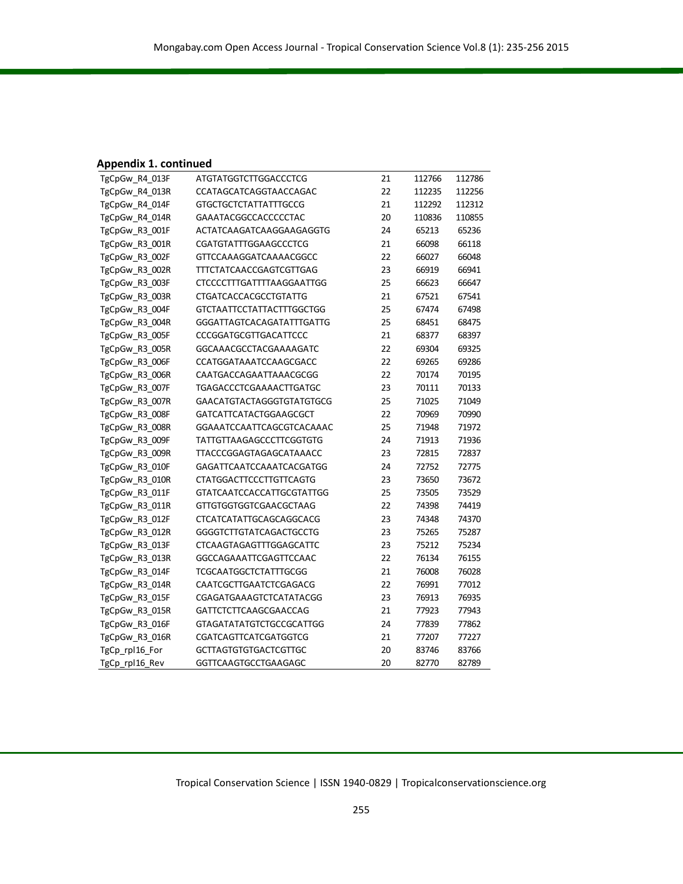**Appendix 1. continued**

| | | | | |
|---|---|---|---|---|
| TgCpGw_R4_013F | ATGTATGGTCTTGGACCCTCG | 21 | 112766 | 112786 |
| TgCpGw_R4_013R | CCATAGCATCAGGTAACCAGAC | 22 | 112235 | 112256 |
| TgCpGw_R4_014F | GTGCTGCTCTATTATTTGCCG | 21 | 112292 | 112312 |
| TgCpGw_R4_014R | GAAATACGGCCACCCCCTAC | 20 | 110836 | 110855 |
| TgCpGw_R3_001F | ACTATCAAGATCAAGGAAGAGGTG | 24 | 65213 | 65236 |
| TgCpGw_R3_001R | CGATGTATTTGGAAGCCCTCG | 21 | 66098 | 66118 |
| TgCpGw_R3_002F | GTTCCAAAGGATCAAAACGGCC | 22 | 66027 | 66048 |
| TgCpGw_R3_002R | TTTCTATCAACCGAGTCGTTGAG | 23 | 66919 | 66941 |
| TgCpGw_R3_003F | CTCCCCTTTGATTTTAAGGAATTGG | 25 | 66623 | 66647 |
| TgCpGw_R3_003R | CTGATCACCACGCCTGTATTG | 21 | 67521 | 67541 |
| TgCpGw_R3_004F | GTCTAATTCCTATTACTTTGGCTGG | 25 | 67474 | 67498 |
| TgCpGw_R3_004R | GGGATTAGTCACAGATATTTGATTG | 25 | 68451 | 68475 |
| TgCpGw_R3_005F | CCCGGATGCGTTGACATTCCC | 21 | 68377 | 68397 |
| TgCpGw_R3_005R | GGCAAACGCCTACGAAAAGATC | 22 | 69304 | 69325 |
| TgCpGw_R3_006F | CCATGGATAAATCCAAGCGACC | 22 | 69265 | 69286 |
| TgCpGw_R3_006R | CAATGACCAGAATTAAACGCGG | 22 | 70174 | 70195 |
| TgCpGw_R3_007F | TGAGACCCTCGAAAACTTGATGC | 23 | 70111 | 70133 |
| TgCpGw_R3_007R | GAACATGTACTAGGGTGTATGTGCG | 25 | 71025 | 71049 |
| TgCpGw_R3_008F | GATCATTCATACTGGAAGCGCT | 22 | 70969 | 70990 |
| TgCpGw_R3_008R | GGAAATCCAATTCAGCGTCACAAAC | 25 | 71948 | 71972 |
| TgCpGw_R3_009F | TATTGTTAAGAGCCCTTCGGTGTG | 24 | 71913 | 71936 |
| TgCpGw_R3_009R | TTACCCGGAGTAGAGCATAAACC | 23 | 72815 | 72837 |
| TgCpGw_R3_010F | GAGATTCAATCCAAATCACGATGG | 24 | 72752 | 72775 |
| TgCpGw_R3_010R | CTATGGACTTCCCTTGTTCAGTG | 23 | 73650 | 73672 |
| TgCpGw_R3_011F | GTATCAATCCACCATTGCGTATTGG | 25 | 73505 | 73529 |
| TgCpGw_R3_011R | GTTGTGGTGGTCGAACGCTAAG | 22 | 74398 | 74419 |
| TgCpGw_R3_012F | CTCATCATATTGCAGCAGGCACG | 23 | 74348 | 74370 |
| TgCpGw_R3_012R | GGGGTCTTGTATCAGACTGCCTG | 23 | 75265 | 75287 |
| TgCpGw_R3_013F | CTCAAGTAGAGTTTGGAGCATTC | 23 | 75212 | 75234 |
| TgCpGw_R3_013R | GGCCAGAAATTCGAGTTCCAAC | 22 | 76134 | 76155 |
| TgCpGw_R3_014F | TCGCAATGGCTCTATTTGCGG | 21 | 76008 | 76028 |
| TgCpGw_R3_014R | CAATCGCTTGAATCTCGAGACG | 22 | 76991 | 77012 |
| TgCpGw_R3_015F | CGAGATGAAAGTCTCATATACGG | 23 | 76913 | 76935 |
| TgCpGw_R3_015R | GATTCTCTTCAAGCGAACCAG | 21 | 77923 | 77943 |
| TgCpGw_R3_016F | GTAGATATATGTCTGCCGCATTGG | 24 | 77839 | 77862 |
| TgCpGw_R3_016R | CGATCAGTTCATCGATGGTCG | 21 | 77207 | 77227 |
| TgCp_rpl16_For | GCTTAGTGTGTGACTCGTTGC | 20 | 83746 | 83766 |
| TgCp_rpl16_Rev | GGTTCAAGTGCCTGAAGAGC | 20 | 82770 | 82789 |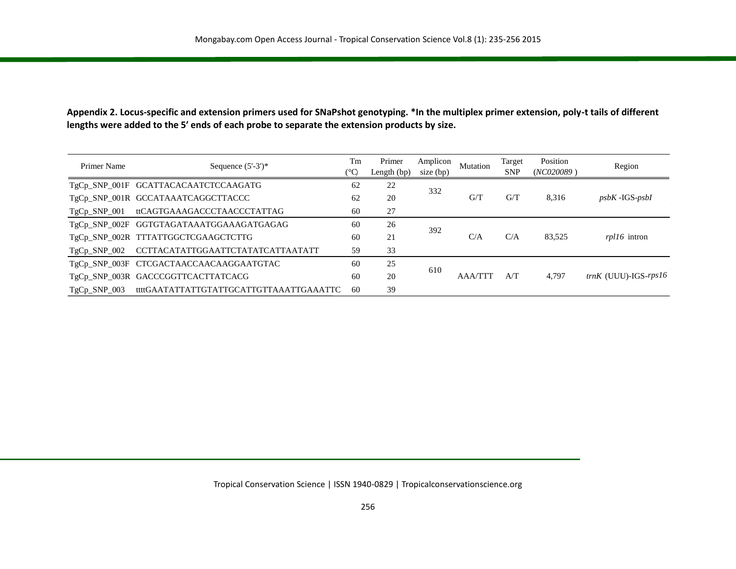**Appendix 2. Locus-specific and extension primers used for SNaPshot genotyping. *In the multiplex primer extension, poly-t tails of different lengths were added to the 5' ends of each probe to separate the extension products by size.**

| Primer Name | Sequence (5'-3')* | Tm (°C) | Primer Length (bp) | Amplicon size (bp) | Mutation | Target SNP | Position (*NC020089*) | Region |
|---|---|---|---|---|---|---|---|---|
| TgCp_SNP_001F | GCATTACACAATCTCCAAGATG | 62 | 22 | 332 | G/T | G/T | 8,316 | *psbK* -IGS-*psbI* |
| TgCp_SNP_001R | GCCATAAATCAGGCTTACCC | 62 | 20 | | | | | |
| TgCp_SNP_001 | ttCAGTGAAAGACCCTAACCCTATTAG | 60 | 27 | | | | | |
| TgCp_SNP_002F | GGTGTAGATAAATGGAAAGATGAGAG | 60 | 26 | 392 | C/A | C/A | 83,525 | *rpl16* intron |
| TgCp_SNP_002R | TTTATTGGCTCGAAGCTCTTG | 60 | 21 | | | | | |
| TgCp_SNP_002 | CCTTACATATTGGAATTCTATATCATTAATATT | 59 | 33 | | | | | |
| TgCp_SNP_003F | CTCGACTAACCAACAAGGAATGTAC | 60 | 25 | 610 | AAA/TTT | A/T | 4,797 | *trnK* (UUU)-IGS-*rps16* |
| TgCp_SNP_003R | GACCCGGTTCACTTATCACG | 60 | 20 | | | | | |
| TgCp_SNP_003 | ttttGAATATTATTGTATTGCATTGTTAAATTGAAATTC | 60 | 39 | | | | | |